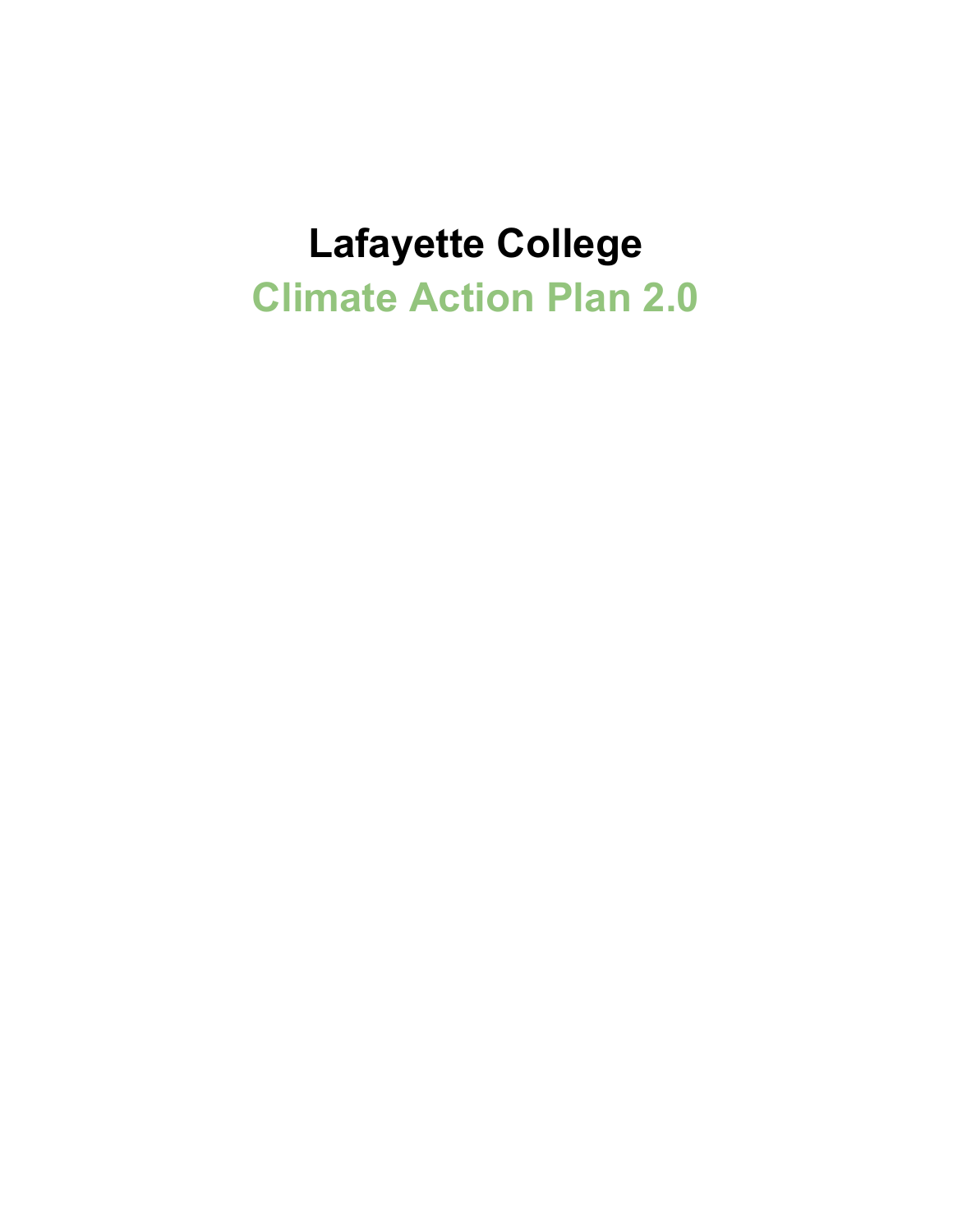# Lafayette College

## Climate Action Plan 2.0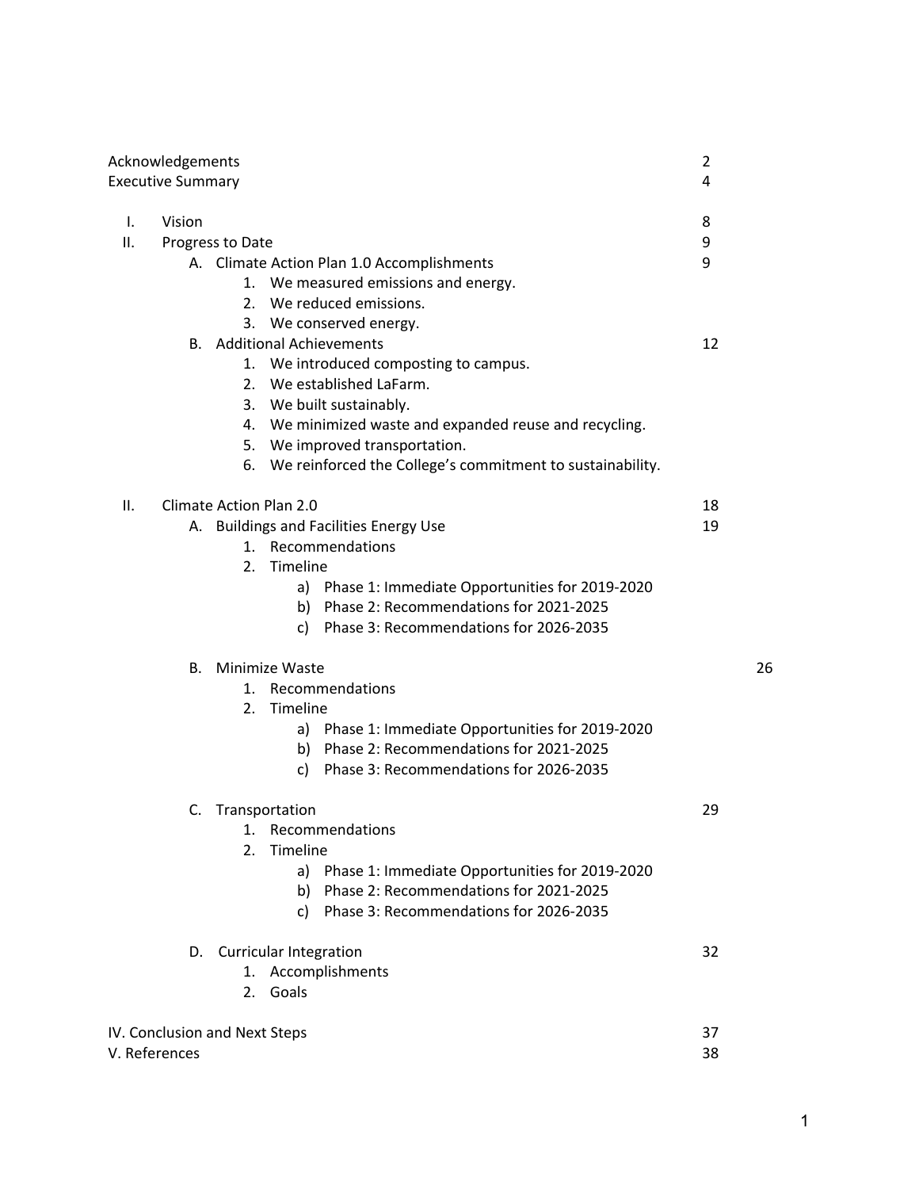| | |
|---|---|
| Acknowledgements | 2 |
| Executive Summary | 4 |
| I. Vision | 8 |
| II. Progress to Date | 9 |
| A. Climate Action Plan 1.0 Accomplishments | 9 |
| 1. We measured emissions and energy. | |
| 2. We reduced emissions. | |
| 3. We conserved energy. | |
| B. Additional Achievements | 12 |
| 1. We introduced composting to campus. | |
| 2. We established LaFarm. | |
| 3. We built sustainably. | |
| 4. We minimized waste and expanded reuse and recycling. | |
| 5. We improved transportation. | |
| 6. We reinforced the College's commitment to sustainability. | |
| II. Climate Action Plan 2.0 | 18 |
| A. Buildings and Facilities Energy Use | 19 |
| 1. Recommendations | |
| 2. Timeline | |
| a) Phase 1: Immediate Opportunities for 2019-2020 | |
| b) Phase 2: Recommendations for 2021-2025 | |
| c) Phase 3: Recommendations for 2026-2035 | |
| B. Minimize Waste | 26 |
| 1. Recommendations | |
| 2. Timeline | |
| a) Phase 1: Immediate Opportunities for 2019-2020 | |
| b) Phase 2: Recommendations for 2021-2025 | |
| c) Phase 3: Recommendations for 2026-2035 | |
| C. Transportation | 29 |
| 1. Recommendations | |
| 2. Timeline | |
| a) Phase 1: Immediate Opportunities for 2019-2020 | |
| b) Phase 2: Recommendations for 2021-2025 | |
| c) Phase 3: Recommendations for 2026-2035 | |
| D. Curricular Integration | 32 |
| 1. Accomplishments | |
| 2. Goals | |
| IV. Conclusion and Next Steps | 37 |
| V. References | 38 |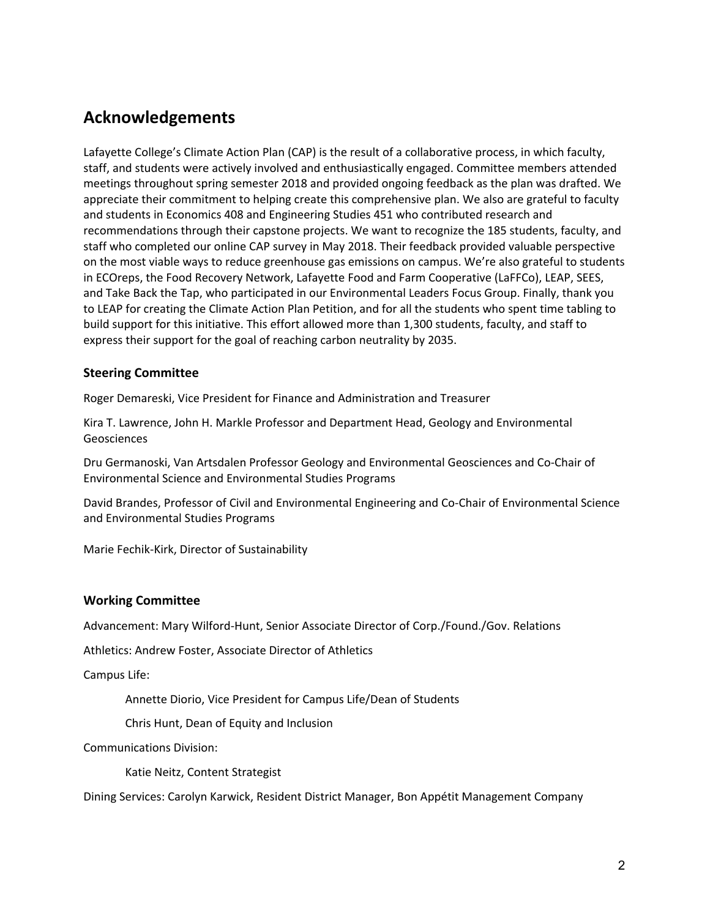## Acknowledgements

Lafayette College's Climate Action Plan (CAP) is the result of a collaborative process, in which faculty, staff, and students were actively involved and enthusiastically engaged. Committee members attended meetings throughout spring semester 2018 and provided ongoing feedback as the plan was drafted. We appreciate their commitment to helping create this comprehensive plan. We also are grateful to faculty and students in Economics 408 and Engineering Studies 451 who contributed research and recommendations through their capstone projects. We want to recognize the 185 students, faculty, and staff who completed our online CAP survey in May 2018. Their feedback provided valuable perspective on the most viable ways to reduce greenhouse gas emissions on campus. We're also grateful to students in ECOreps, the Food Recovery Network, Lafayette Food and Farm Cooperative (LaFFCo), LEAP, SEES, and Take Back the Tap, who participated in our Environmental Leaders Focus Group. Finally, thank you to LEAP for creating the Climate Action Plan Petition, and for all the students who spent time tabling to build support for this initiative. This effort allowed more than 1,300 students, faculty, and staff to express their support for the goal of reaching carbon neutrality by 2035.

### Steering Committee

Roger Demareski, Vice President for Finance and Administration and Treasurer

Kira T. Lawrence, John H. Markle Professor and Department Head, Geology and Environmental Geosciences

Dru Germanoski, Van Artsdalen Professor Geology and Environmental Geosciences and Co-Chair of Environmental Science and Environmental Studies Programs

David Brandes, Professor of Civil and Environmental Engineering and Co-Chair of Environmental Science and Environmental Studies Programs

Marie Fechik-Kirk, Director of Sustainability

### Working Committee

Advancement: Mary Wilford-Hunt, Senior Associate Director of Corp./Found./Gov. Relations

Athletics: Andrew Foster, Associate Director of Athletics

Campus Life:

Annette Diorio, Vice President for Campus Life/Dean of Students

Chris Hunt, Dean of Equity and Inclusion

Communications Division:

Katie Neitz, Content Strategist

Dining Services: Carolyn Karwick, Resident District Manager, Bon Appétit Management Company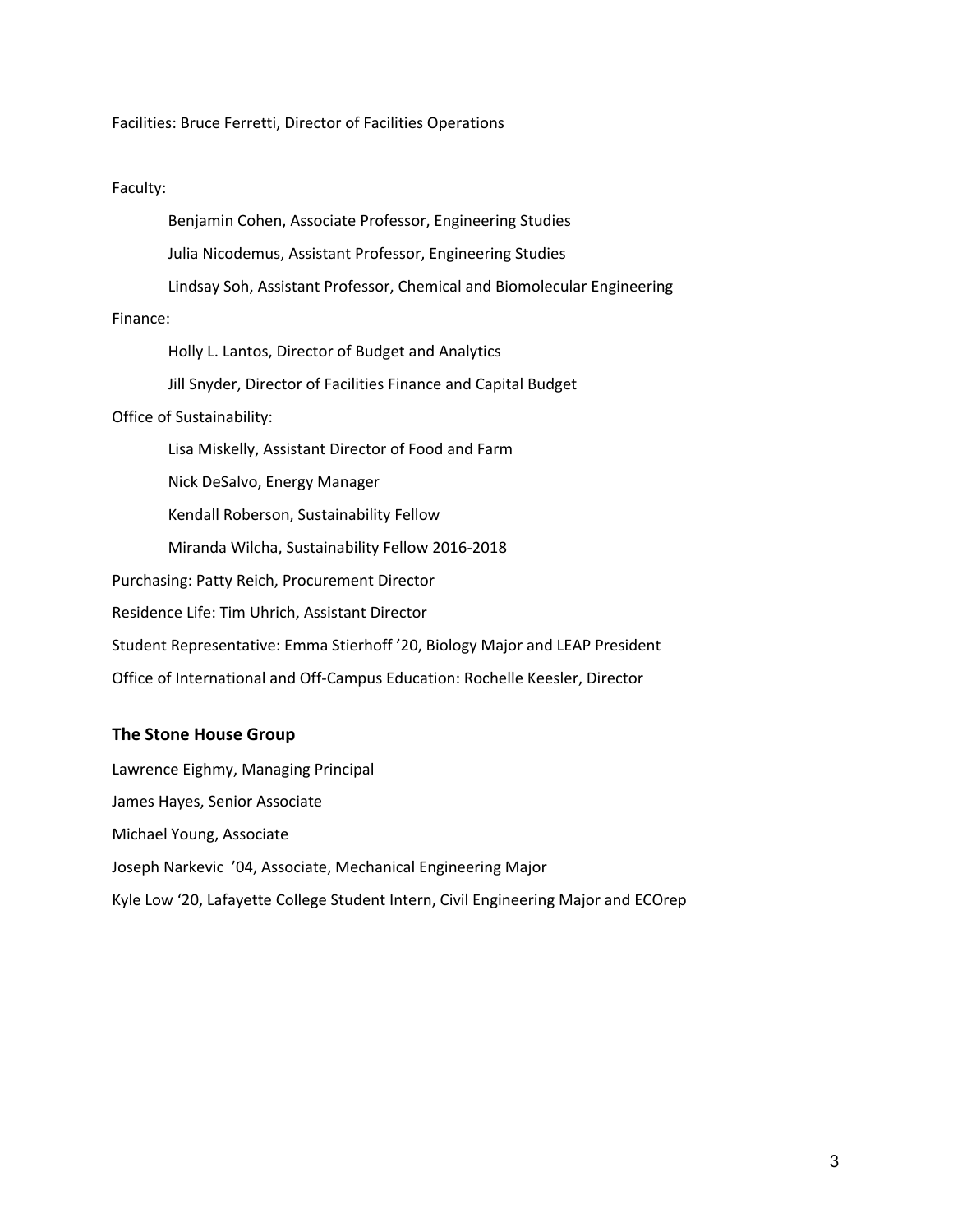Facilities: Bruce Ferretti, Director of Facilities Operations

Faculty:

- Benjamin Cohen, Associate Professor, Engineering Studies
- Julia Nicodemus, Assistant Professor, Engineering Studies
- Lindsay Soh, Assistant Professor, Chemical and Biomolecular Engineering

Finance:

- Holly L. Lantos, Director of Budget and Analytics
- Jill Snyder, Director of Facilities Finance and Capital Budget

Office of Sustainability:

- Lisa Miskelly, Assistant Director of Food and Farm
- Nick DeSalvo, Energy Manager
- Kendall Roberson, Sustainability Fellow
- Miranda Wilcha, Sustainability Fellow 2016-2018

Purchasing: Patty Reich, Procurement Director

Residence Life: Tim Uhrich, Assistant Director

Student Representative: Emma Stierhoff '20, Biology Major and LEAP President

Office of International and Off-Campus Education: Rochelle Keesler, Director

### The Stone House Group

Lawrence Eighmy, Managing Principal

James Hayes, Senior Associate

Michael Young, Associate

Joseph Narkevic '04, Associate, Mechanical Engineering Major

Kyle Low '20, Lafayette College Student Intern, Civil Engineering Major and ECOrep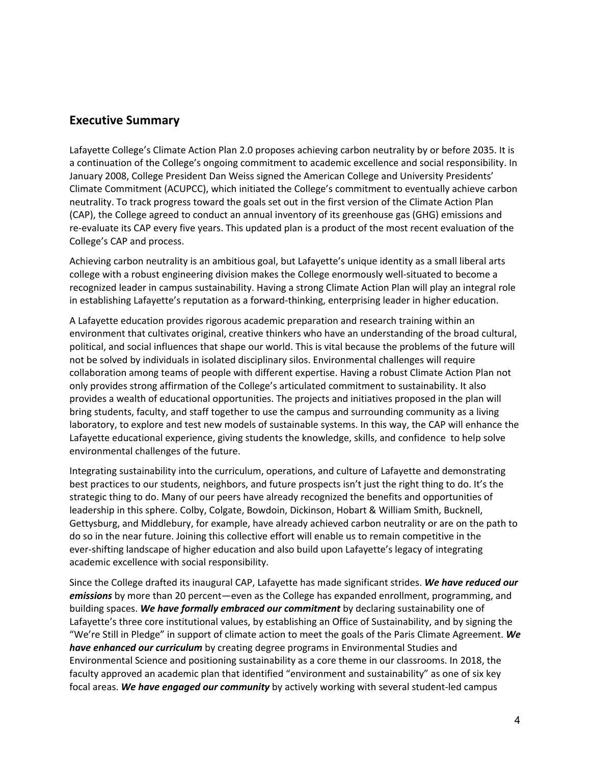## Executive Summary

Lafayette College's Climate Action Plan 2.0 proposes achieving carbon neutrality by or before 2035. It is a continuation of the College's ongoing commitment to academic excellence and social responsibility. In January 2008, College President Dan Weiss signed the American College and University Presidents' Climate Commitment (ACUPCC), which initiated the College's commitment to eventually achieve carbon neutrality. To track progress toward the goals set out in the first version of the Climate Action Plan (CAP), the College agreed to conduct an annual inventory of its greenhouse gas (GHG) emissions and re-evaluate its CAP every five years. This updated plan is a product of the most recent evaluation of the College's CAP and process.

Achieving carbon neutrality is an ambitious goal, but Lafayette's unique identity as a small liberal arts college with a robust engineering division makes the College enormously well-situated to become a recognized leader in campus sustainability. Having a strong Climate Action Plan will play an integral role in establishing Lafayette's reputation as a forward-thinking, enterprising leader in higher education.

A Lafayette education provides rigorous academic preparation and research training within an environment that cultivates original, creative thinkers who have an understanding of the broad cultural, political, and social influences that shape our world. This is vital because the problems of the future will not be solved by individuals in isolated disciplinary silos. Environmental challenges will require collaboration among teams of people with different expertise. Having a robust Climate Action Plan not only provides strong affirmation of the College's articulated commitment to sustainability. It also provides a wealth of educational opportunities. The projects and initiatives proposed in the plan will bring students, faculty, and staff together to use the campus and surrounding community as a living laboratory, to explore and test new models of sustainable systems. In this way, the CAP will enhance the Lafayette educational experience, giving students the knowledge, skills, and confidence to help solve environmental challenges of the future.

Integrating sustainability into the curriculum, operations, and culture of Lafayette and demonstrating best practices to our students, neighbors, and future prospects isn't just the right thing to do. It's the strategic thing to do. Many of our peers have already recognized the benefits and opportunities of leadership in this sphere. Colby, Colgate, Bowdoin, Dickinson, Hobart & William Smith, Bucknell, Gettysburg, and Middlebury, for example, have already achieved carbon neutrality or are on the path to do so in the near future. Joining this collective effort will enable us to remain competitive in the ever-shifting landscape of higher education and also build upon Lafayette's legacy of integrating academic excellence with social responsibility.

Since the College drafted its inaugural CAP, Lafayette has made significant strides. ***We have reduced our emissions*** by more than 20 percent—even as the College has expanded enrollment, programming, and building spaces. ***We have formally embraced our commitment*** by declaring sustainability one of Lafayette's three core institutional values, by establishing an Office of Sustainability, and by signing the "We're Still in Pledge" in support of climate action to meet the goals of the Paris Climate Agreement. ***We have enhanced our curriculum*** by creating degree programs in Environmental Studies and Environmental Science and positioning sustainability as a core theme in our classrooms. In 2018, the faculty approved an academic plan that identified "environment and sustainability" as one of six key focal areas. ***We have engaged our community*** by actively working with several student-led campus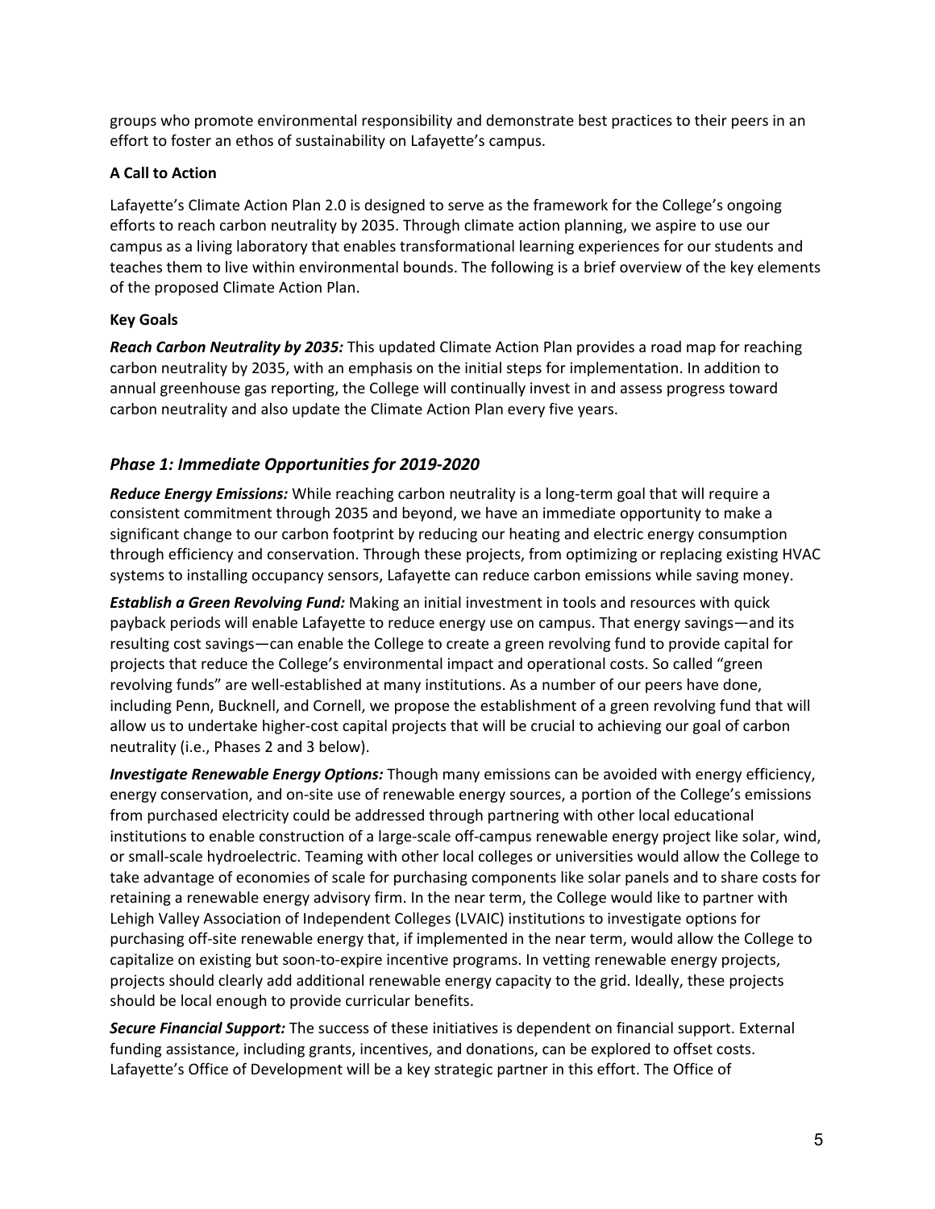groups who promote environmental responsibility and demonstrate best practices to their peers in an effort to foster an ethos of sustainability on Lafayette's campus.

**A Call to Action**

Lafayette's Climate Action Plan 2.0 is designed to serve as the framework for the College's ongoing efforts to reach carbon neutrality by 2035. Through climate action planning, we aspire to use our campus as a living laboratory that enables transformational learning experiences for our students and teaches them to live within environmental bounds. The following is a brief overview of the key elements of the proposed Climate Action Plan.

**Key Goals**

***Reach Carbon Neutrality by 2035:*** This updated Climate Action Plan provides a road map for reaching carbon neutrality by 2035, with an emphasis on the initial steps for implementation. In addition to annual greenhouse gas reporting, the College will continually invest in and assess progress toward carbon neutrality and also update the Climate Action Plan every five years.

### *Phase 1: Immediate Opportunities for 2019-2020*

***Reduce Energy Emissions:*** While reaching carbon neutrality is a long-term goal that will require a consistent commitment through 2035 and beyond, we have an immediate opportunity to make a significant change to our carbon footprint by reducing our heating and electric energy consumption through efficiency and conservation. Through these projects, from optimizing or replacing existing HVAC systems to installing occupancy sensors, Lafayette can reduce carbon emissions while saving money.

***Establish a Green Revolving Fund:*** Making an initial investment in tools and resources with quick payback periods will enable Lafayette to reduce energy use on campus. That energy savings—and its resulting cost savings—can enable the College to create a green revolving fund to provide capital for projects that reduce the College's environmental impact and operational costs. So called "green revolving funds" are well-established at many institutions. As a number of our peers have done, including Penn, Bucknell, and Cornell, we propose the establishment of a green revolving fund that will allow us to undertake higher-cost capital projects that will be crucial to achieving our goal of carbon neutrality (i.e., Phases 2 and 3 below).

***Investigate Renewable Energy Options:*** Though many emissions can be avoided with energy efficiency, energy conservation, and on-site use of renewable energy sources, a portion of the College's emissions from purchased electricity could be addressed through partnering with other local educational institutions to enable construction of a large-scale off-campus renewable energy project like solar, wind, or small-scale hydroelectric. Teaming with other local colleges or universities would allow the College to take advantage of economies of scale for purchasing components like solar panels and to share costs for retaining a renewable energy advisory firm. In the near term, the College would like to partner with Lehigh Valley Association of Independent Colleges (LVAIC) institutions to investigate options for purchasing off-site renewable energy that, if implemented in the near term, would allow the College to capitalize on existing but soon-to-expire incentive programs. In vetting renewable energy projects, projects should clearly add additional renewable energy capacity to the grid. Ideally, these projects should be local enough to provide curricular benefits.

***Secure Financial Support:*** The success of these initiatives is dependent on financial support. External funding assistance, including grants, incentives, and donations, can be explored to offset costs. Lafayette's Office of Development will be a key strategic partner in this effort. The Office of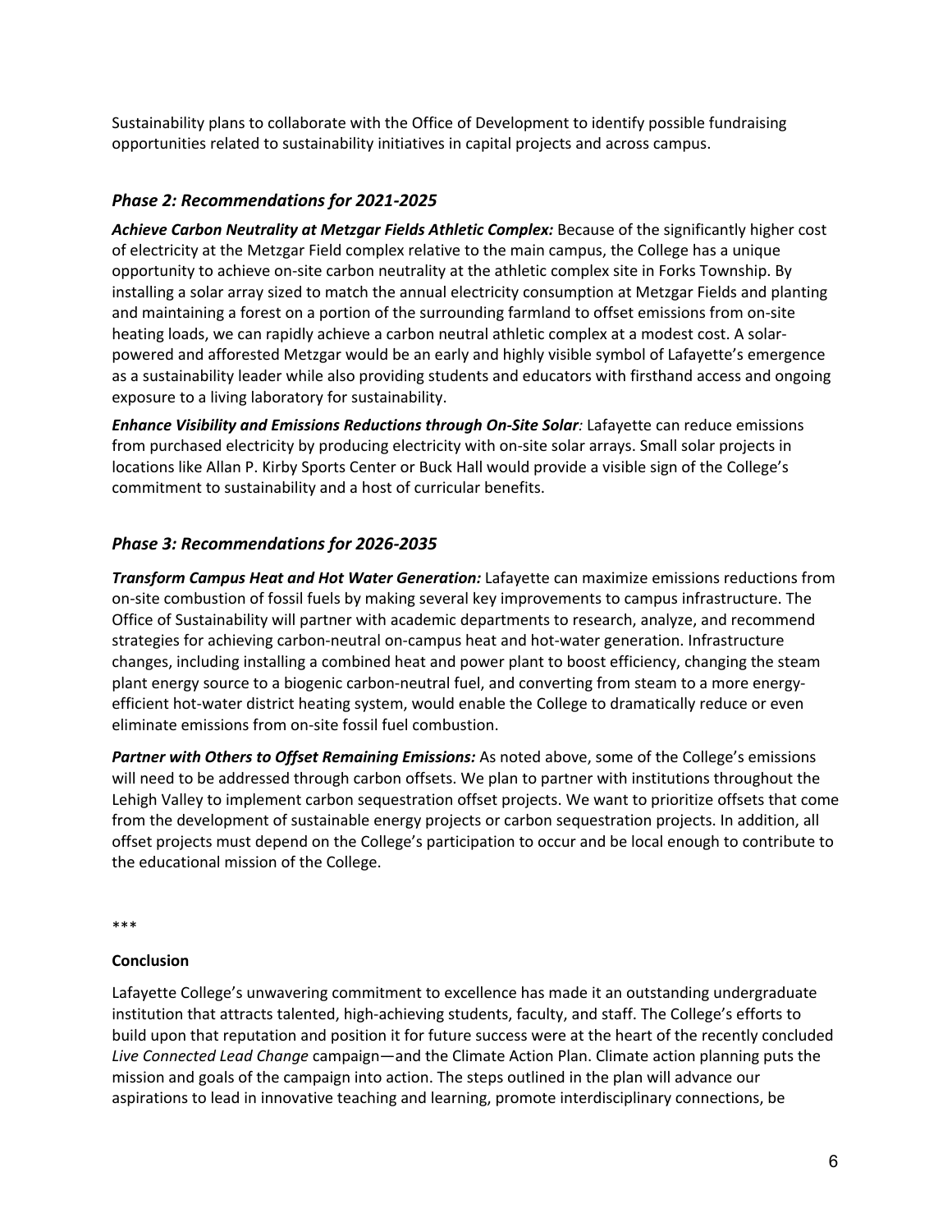Sustainability plans to collaborate with the Office of Development to identify possible fundraising opportunities related to sustainability initiatives in capital projects and across campus.

## *Phase 2: Recommendations for 2021-2025*

***Achieve Carbon Neutrality at Metzgar Fields Athletic Complex:*** Because of the significantly higher cost of electricity at the Metzgar Field complex relative to the main campus, the College has a unique opportunity to achieve on-site carbon neutrality at the athletic complex site in Forks Township. By installing a solar array sized to match the annual electricity consumption at Metzgar Fields and planting and maintaining a forest on a portion of the surrounding farmland to offset emissions from on-site heating loads, we can rapidly achieve a carbon neutral athletic complex at a modest cost. A solar-powered and afforested Metzgar would be an early and highly visible symbol of Lafayette's emergence as a sustainability leader while also providing students and educators with firsthand access and ongoing exposure to a living laboratory for sustainability.

***Enhance Visibility and Emissions Reductions through On-Site Solar**:* Lafayette can reduce emissions from purchased electricity by producing electricity with on-site solar arrays. Small solar projects in locations like Allan P. Kirby Sports Center or Buck Hall would provide a visible sign of the College's commitment to sustainability and a host of curricular benefits.

## *Phase 3: Recommendations for 2026-2035*

***Transform Campus Heat and Hot Water Generation:*** Lafayette can maximize emissions reductions from on-site combustion of fossil fuels by making several key improvements to campus infrastructure. The Office of Sustainability will partner with academic departments to research, analyze, and recommend strategies for achieving carbon-neutral on-campus heat and hot-water generation. Infrastructure changes, including installing a combined heat and power plant to boost efficiency, changing the steam plant energy source to a biogenic carbon-neutral fuel, and converting from steam to a more energy-efficient hot-water district heating system, would enable the College to dramatically reduce or even eliminate emissions from on-site fossil fuel combustion.

***Partner with Others to Offset Remaining Emissions:*** As noted above, some of the College's emissions will need to be addressed through carbon offsets. We plan to partner with institutions throughout the Lehigh Valley to implement carbon sequestration offset projects. We want to prioritize offsets that come from the development of sustainable energy projects or carbon sequestration projects. In addition, all offset projects must depend on the College's participation to occur and be local enough to contribute to the educational mission of the College.

***

**Conclusion**

Lafayette College's unwavering commitment to excellence has made it an outstanding undergraduate institution that attracts talented, high-achieving students, faculty, and staff. The College's efforts to build upon that reputation and position it for future success were at the heart of the recently concluded *Live Connected Lead Change* campaign—and the Climate Action Plan. Climate action planning puts the mission and goals of the campaign into action. The steps outlined in the plan will advance our aspirations to lead in innovative teaching and learning, promote interdisciplinary connections, be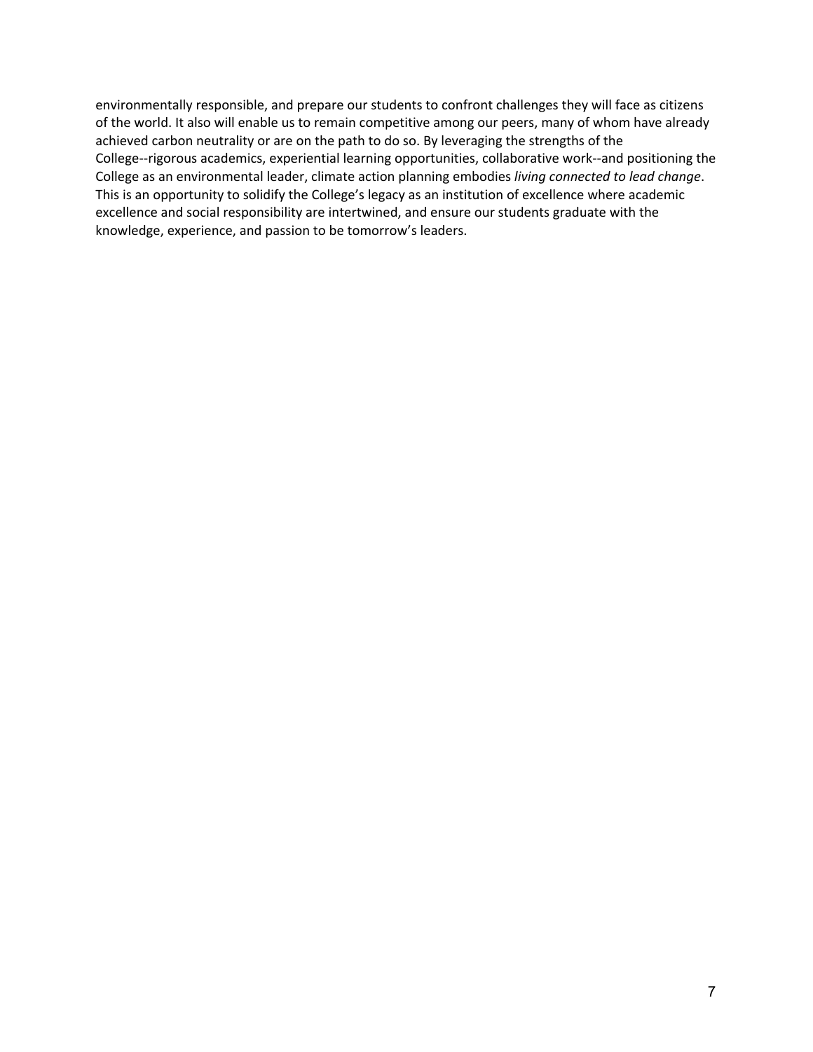environmentally responsible, and prepare our students to confront challenges they will face as citizens of the world. It also will enable us to remain competitive among our peers, many of whom have already achieved carbon neutrality or are on the path to do so. By leveraging the strengths of the College--rigorous academics, experiential learning opportunities, collaborative work--and positioning the College as an environmental leader, climate action planning embodies *living connected to lead change*. This is an opportunity to solidify the College's legacy as an institution of excellence where academic excellence and social responsibility are intertwined, and ensure our students graduate with the knowledge, experience, and passion to be tomorrow's leaders.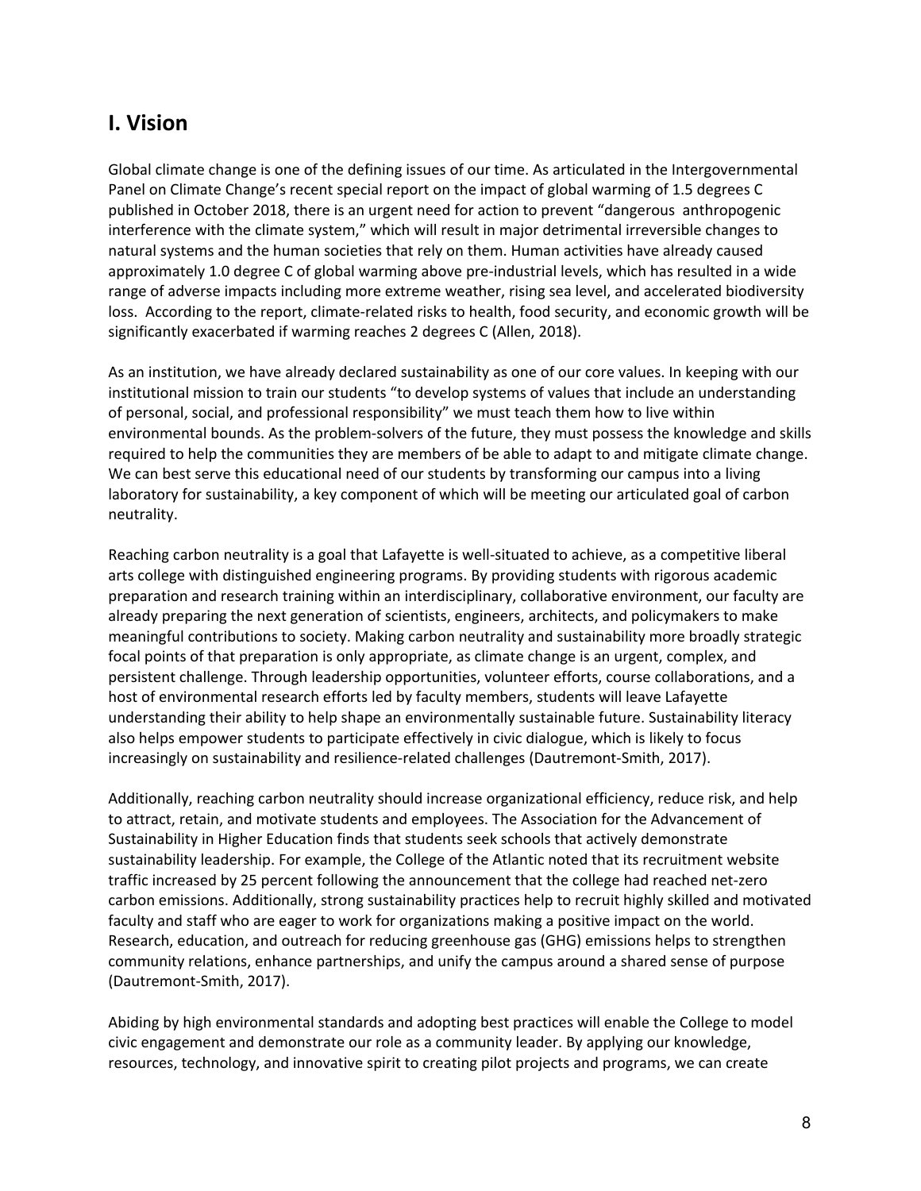## I. Vision

Global climate change is one of the defining issues of our time. As articulated in the Intergovernmental Panel on Climate Change's recent special report on the impact of global warming of 1.5 degrees C published in October 2018, there is an urgent need for action to prevent "dangerous anthropogenic interference with the climate system," which will result in major detrimental irreversible changes to natural systems and the human societies that rely on them. Human activities have already caused approximately 1.0 degree C of global warming above pre-industrial levels, which has resulted in a wide range of adverse impacts including more extreme weather, rising sea level, and accelerated biodiversity loss. According to the report, climate-related risks to health, food security, and economic growth will be significantly exacerbated if warming reaches 2 degrees C (Allen, 2018).

As an institution, we have already declared sustainability as one of our core values. In keeping with our institutional mission to train our students "to develop systems of values that include an understanding of personal, social, and professional responsibility" we must teach them how to live within environmental bounds. As the problem-solvers of the future, they must possess the knowledge and skills required to help the communities they are members of be able to adapt to and mitigate climate change. We can best serve this educational need of our students by transforming our campus into a living laboratory for sustainability, a key component of which will be meeting our articulated goal of carbon neutrality.

Reaching carbon neutrality is a goal that Lafayette is well-situated to achieve, as a competitive liberal arts college with distinguished engineering programs. By providing students with rigorous academic preparation and research training within an interdisciplinary, collaborative environment, our faculty are already preparing the next generation of scientists, engineers, architects, and policymakers to make meaningful contributions to society. Making carbon neutrality and sustainability more broadly strategic focal points of that preparation is only appropriate, as climate change is an urgent, complex, and persistent challenge. Through leadership opportunities, volunteer efforts, course collaborations, and a host of environmental research efforts led by faculty members, students will leave Lafayette understanding their ability to help shape an environmentally sustainable future. Sustainability literacy also helps empower students to participate effectively in civic dialogue, which is likely to focus increasingly on sustainability and resilience-related challenges (Dautremont-Smith, 2017).

Additionally, reaching carbon neutrality should increase organizational efficiency, reduce risk, and help to attract, retain, and motivate students and employees. The Association for the Advancement of Sustainability in Higher Education finds that students seek schools that actively demonstrate sustainability leadership. For example, the College of the Atlantic noted that its recruitment website traffic increased by 25 percent following the announcement that the college had reached net-zero carbon emissions. Additionally, strong sustainability practices help to recruit highly skilled and motivated faculty and staff who are eager to work for organizations making a positive impact on the world. Research, education, and outreach for reducing greenhouse gas (GHG) emissions helps to strengthen community relations, enhance partnerships, and unify the campus around a shared sense of purpose (Dautremont-Smith, 2017).

Abiding by high environmental standards and adopting best practices will enable the College to model civic engagement and demonstrate our role as a community leader. By applying our knowledge, resources, technology, and innovative spirit to creating pilot projects and programs, we can create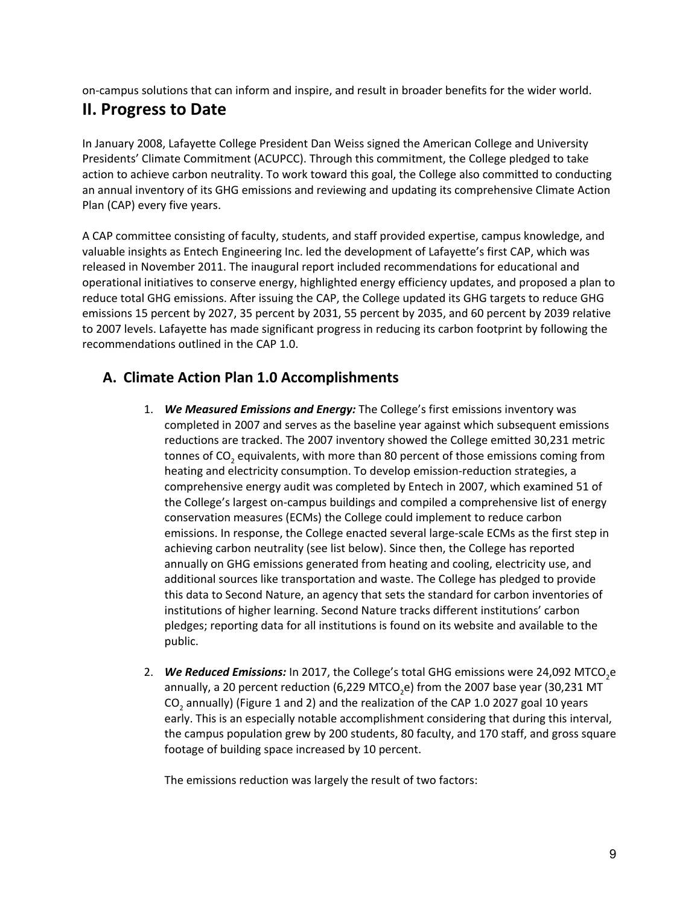on-campus solutions that can inform and inspire, and result in broader benefits for the wider world.

## II. Progress to Date

In January 2008, Lafayette College President Dan Weiss signed the American College and University Presidents' Climate Commitment (ACUPCC). Through this commitment, the College pledged to take action to achieve carbon neutrality. To work toward this goal, the College also committed to conducting an annual inventory of its GHG emissions and reviewing and updating its comprehensive Climate Action Plan (CAP) every five years.

A CAP committee consisting of faculty, students, and staff provided expertise, campus knowledge, and valuable insights as Entech Engineering Inc. led the development of Lafayette's first CAP, which was released in November 2011. The inaugural report included recommendations for educational and operational initiatives to conserve energy, highlighted energy efficiency updates, and proposed a plan to reduce total GHG emissions. After issuing the CAP, the College updated its GHG targets to reduce GHG emissions 15 percent by 2027, 35 percent by 2031, 55 percent by 2035, and 60 percent by 2039 relative to 2007 levels. Lafayette has made significant progress in reducing its carbon footprint by following the recommendations outlined in the CAP 1.0.

### A. Climate Action Plan 1.0 Accomplishments

1. ***We Measured Emissions and Energy:*** The College's first emissions inventory was completed in 2007 and serves as the baseline year against which subsequent emissions reductions are tracked. The 2007 inventory showed the College emitted 30,231 metric tonnes of $CO_2$ equivalents, with more than 80 percent of those emissions coming from heating and electricity consumption. To develop emission-reduction strategies, a comprehensive energy audit was completed by Entech in 2007, which examined 51 of the College's largest on-campus buildings and compiled a comprehensive list of energy conservation measures (ECMs) the College could implement to reduce carbon emissions. In response, the College enacted several large-scale ECMs as the first step in achieving carbon neutrality (see list below). Since then, the College has reported annually on GHG emissions generated from heating and cooling, electricity use, and additional sources like transportation and waste. The College has pledged to provide this data to Second Nature, an agency that sets the standard for carbon inventories of institutions of higher learning. Second Nature tracks different institutions' carbon pledges; reporting data for all institutions is found on its website and available to the public.

2. ***We Reduced Emissions:*** In 2017, the College's total GHG emissions were 24,092 $MTCO_2e$ annually, a 20 percent reduction (6,229 $MTCO_2e$) from the 2007 base year (30,231 MT $CO_2$ annually) (Figure 1 and 2) and the realization of the CAP 1.0 2027 goal 10 years early. This is an especially notable accomplishment considering that during this interval, the campus population grew by 200 students, 80 faculty, and 170 staff, and gross square footage of building space increased by 10 percent.

   The emissions reduction was largely the result of two factors: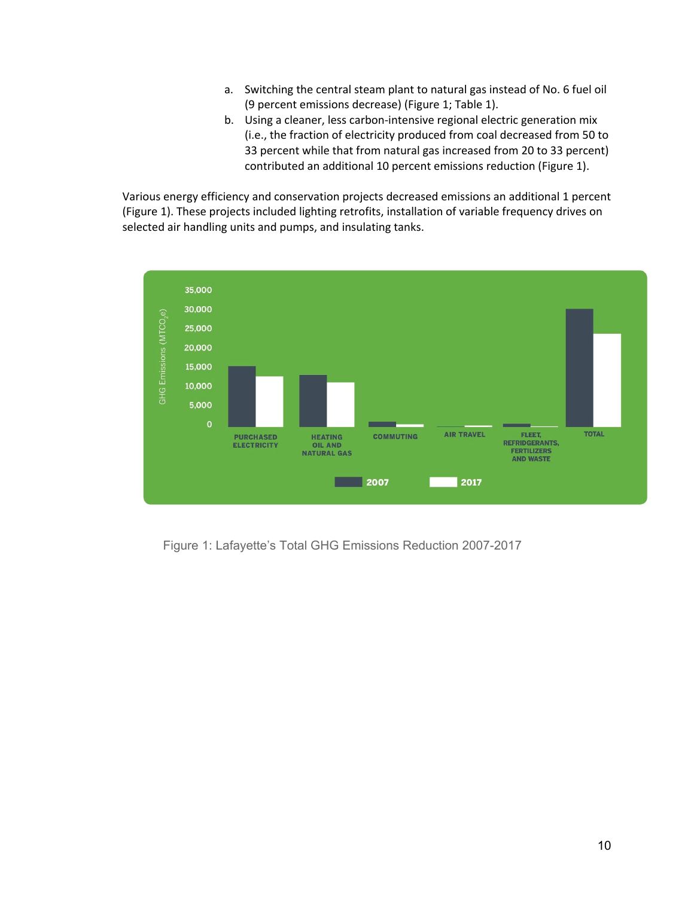a. Switching the central steam plant to natural gas instead of No. 6 fuel oil (9 percent emissions decrease) (Figure 1; Table 1).
b. Using a cleaner, less carbon-intensive regional electric generation mix (i.e., the fraction of electricity produced from coal decreased from 50 to 33 percent while that from natural gas increased from 20 to 33 percent) contributed an additional 10 percent emissions reduction (Figure 1).

Various energy efficiency and conservation projects decreased emissions an additional 1 percent (Figure 1). These projects included lighting retrofits, installation of variable frequency drives on selected air handling units and pumps, and insulating tanks.

Figure 1: Lafayette's Total GHG Emissions Reduction 2007-2017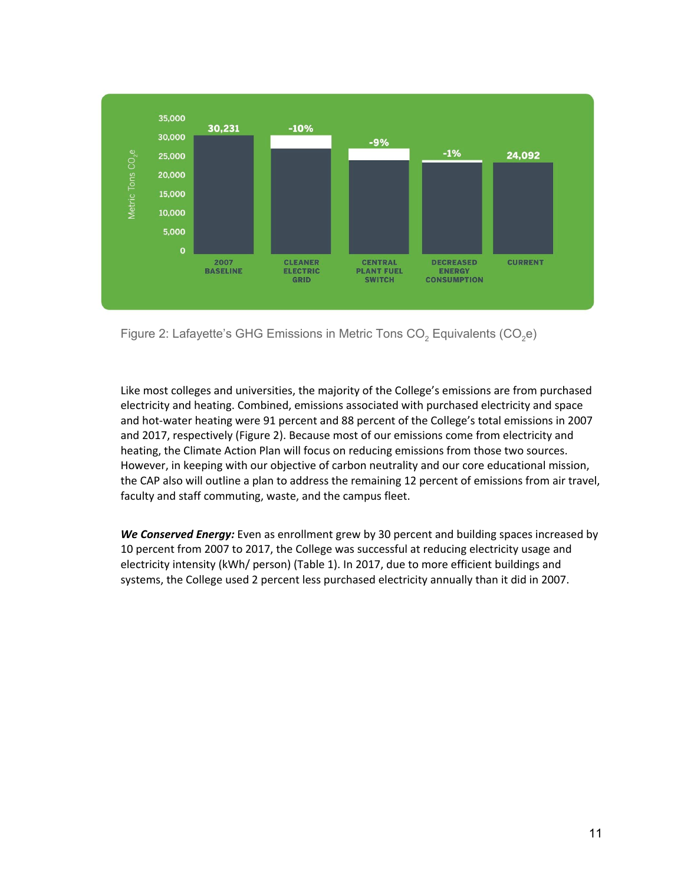| | Metric Tons $CO_2e$ |
|---|---|
| 2007 BASELINE | 30,231 |
| CLEANER ELECTRIC GRID | -10% |
| CENTRAL PLANT FUEL SWITCH | -9% |
| DECREASED ENERGY CONSUMPTION | -1% |
| CURRENT | 24,092 |

Figure 2: Lafayette's GHG Emissions in Metric Tons $CO_2$ Equivalents ($CO_2e$)

Like most colleges and universities, the majority of the College's emissions are from purchased electricity and heating. Combined, emissions associated with purchased electricity and space and hot-water heating were 91 percent and 88 percent of the College's total emissions in 2007 and 2017, respectively (Figure 2). Because most of our emissions come from electricity and heating, the Climate Action Plan will focus on reducing emissions from those two sources. However, in keeping with our objective of carbon neutrality and our core educational mission, the CAP also will outline a plan to address the remaining 12 percent of emissions from air travel, faculty and staff commuting, waste, and the campus fleet.

***We Conserved Energy:*** Even as enrollment grew by 30 percent and building spaces increased by 10 percent from 2007 to 2017, the College was successful at reducing electricity usage and electricity intensity (kWh/ person) (Table 1). In 2017, due to more efficient buildings and systems, the College used 2 percent less purchased electricity annually than it did in 2007.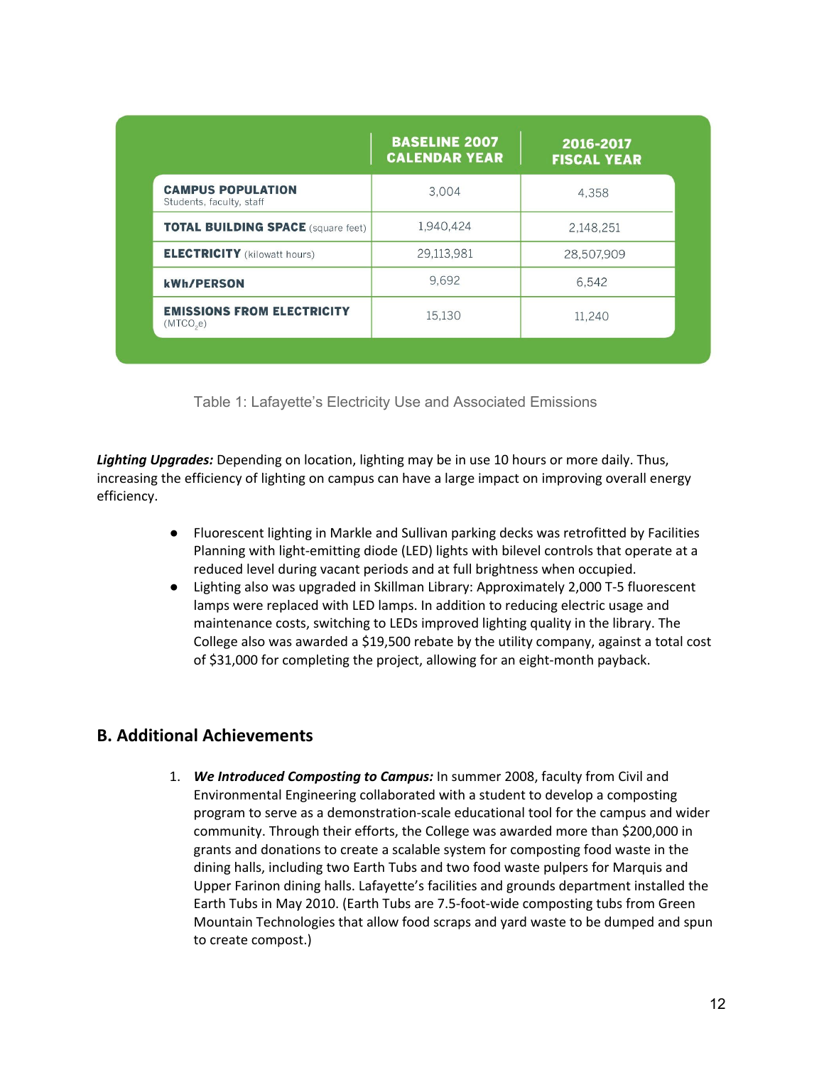| | BASELINE 2007 CALENDAR YEAR | 2016-2017 FISCAL YEAR |
|---|---|---|
| **CAMPUS POPULATION** Students, faculty, staff | 3,004 | 4,358 |
| **TOTAL BUILDING SPACE** (square feet) | 1,940,424 | 2,148,251 |
| **ELECTRICITY** (kilowatt hours) | 29,113,981 | 28,507,909 |
| **kWh/PERSON** | 9,692 | 6,542 |
| **EMISSIONS FROM ELECTRICITY** ($MTCO_2e$) | 15,130 | 11,240 |

Table 1: Lafayette's Electricity Use and Associated Emissions

***Lighting Upgrades:*** Depending on location, lighting may be in use 10 hours or more daily. Thus, increasing the efficiency of lighting on campus can have a large impact on improving overall energy efficiency.

- Fluorescent lighting in Markle and Sullivan parking decks was retrofitted by Facilities Planning with light-emitting diode (LED) lights with bilevel controls that operate at a reduced level during vacant periods and at full brightness when occupied.
- Lighting also was upgraded in Skillman Library: Approximately 2,000 T-5 fluorescent lamps were replaced with LED lamps. In addition to reducing electric usage and maintenance costs, switching to LEDs improved lighting quality in the library. The College also was awarded a $19,500 rebate by the utility company, against a total cost of $31,000 for completing the project, allowing for an eight-month payback.

## B. Additional Achievements

1. ***We Introduced Composting to Campus:*** In summer 2008, faculty from Civil and Environmental Engineering collaborated with a student to develop a composting program to serve as a demonstration-scale educational tool for the campus and wider community. Through their efforts, the College was awarded more than $200,000 in grants and donations to create a scalable system for composting food waste in the dining halls, including two Earth Tubs and two food waste pulpers for Marquis and Upper Farinon dining halls. Lafayette's facilities and grounds department installed the Earth Tubs in May 2010. (Earth Tubs are 7.5-foot-wide composting tubs from Green Mountain Technologies that allow food scraps and yard waste to be dumped and spun to create compost.)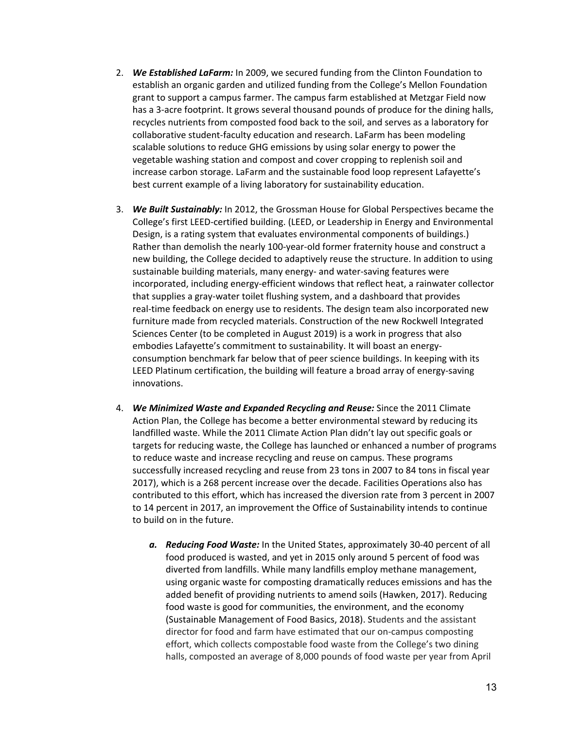2. ***We Established LaFarm:*** In 2009, we secured funding from the Clinton Foundation to establish an organic garden and utilized funding from the College's Mellon Foundation grant to support a campus farmer. The campus farm established at Metzgar Field now has a 3-acre footprint. It grows several thousand pounds of produce for the dining halls, recycles nutrients from composted food back to the soil, and serves as a laboratory for collaborative student-faculty education and research. LaFarm has been modeling scalable solutions to reduce GHG emissions by using solar energy to power the vegetable washing station and compost and cover cropping to replenish soil and increase carbon storage. LaFarm and the sustainable food loop represent Lafayette's best current example of a living laboratory for sustainability education.

3. ***We Built Sustainably:*** In 2012, the Grossman House for Global Perspectives became the College's first LEED-certified building. (LEED, or Leadership in Energy and Environmental Design, is a rating system that evaluates environmental components of buildings.) Rather than demolish the nearly 100-year-old former fraternity house and construct a new building, the College decided to adaptively reuse the structure. In addition to using sustainable building materials, many energy- and water-saving features were incorporated, including energy-efficient windows that reflect heat, a rainwater collector that supplies a gray-water toilet flushing system, and a dashboard that provides real-time feedback on energy use to residents. The design team also incorporated new furniture made from recycled materials. Construction of the new Rockwell Integrated Sciences Center (to be completed in August 2019) is a work in progress that also embodies Lafayette's commitment to sustainability. It will boast an energy-consumption benchmark far below that of peer science buildings. In keeping with its LEED Platinum certification, the building will feature a broad array of energy-saving innovations.

4. ***We Minimized Waste and Expanded Recycling and Reuse:*** Since the 2011 Climate Action Plan, the College has become a better environmental steward by reducing its landfilled waste. While the 2011 Climate Action Plan didn't lay out specific goals or targets for reducing waste, the College has launched or enhanced a number of programs to reduce waste and increase recycling and reuse on campus. These programs successfully increased recycling and reuse from 23 tons in 2007 to 84 tons in fiscal year 2017), which is a 268 percent increase over the decade. Facilities Operations also has contributed to this effort, which has increased the diversion rate from 3 percent in 2007 to 14 percent in 2017, an improvement the Office of Sustainability intends to continue to build on in the future.

    a. ***Reducing Food Waste:*** In the United States, approximately 30-40 percent of all food produced is wasted, and yet in 2015 only around 5 percent of food was diverted from landfills. While many landfills employ methane management, using organic waste for composting dramatically reduces emissions and has the added benefit of providing nutrients to amend soils (Hawken, 2017). Reducing food waste is good for communities, the environment, and the economy (Sustainable Management of Food Basics, 2018). Students and the assistant director for food and farm have estimated that our on-campus composting effort, which collects compostable food waste from the College's two dining halls, composted an average of 8,000 pounds of food waste per year from April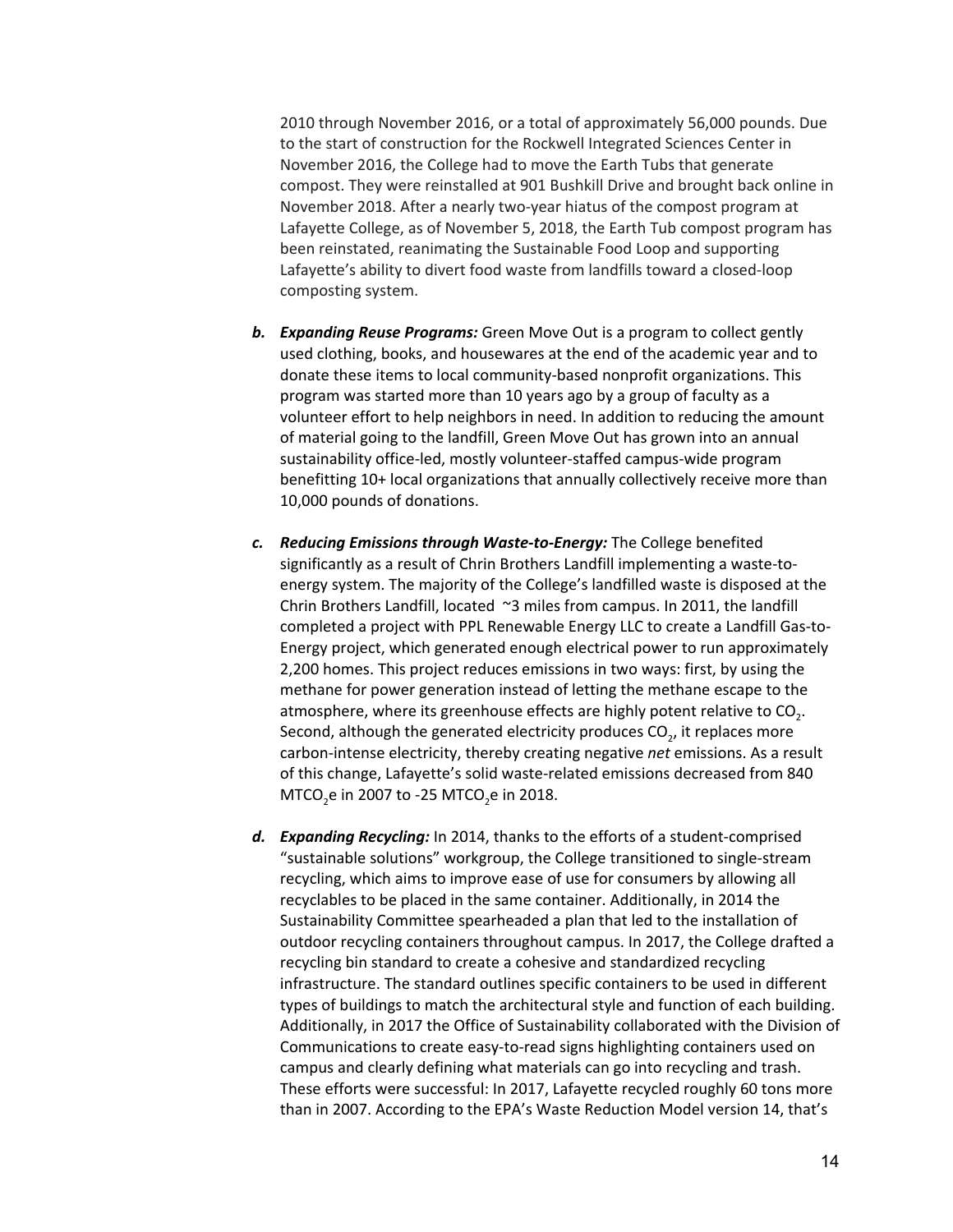2010 through November 2016, or a total of approximately 56,000 pounds. Due to the start of construction for the Rockwell Integrated Sciences Center in November 2016, the College had to move the Earth Tubs that generate compost. They were reinstalled at 901 Bushkill Drive and brought back online in November 2018. After a nearly two-year hiatus of the compost program at Lafayette College, as of November 5, 2018, the Earth Tub compost program has been reinstated, reanimating the Sustainable Food Loop and supporting Lafayette's ability to divert food waste from landfills toward a closed-loop composting system.

b. ***Expanding Reuse Programs:*** Green Move Out is a program to collect gently used clothing, books, and housewares at the end of the academic year and to donate these items to local community-based nonprofit organizations. This program was started more than 10 years ago by a group of faculty as a volunteer effort to help neighbors in need. In addition to reducing the amount of material going to the landfill, Green Move Out has grown into an annual sustainability office-led, mostly volunteer-staffed campus-wide program benefitting 10+ local organizations that annually collectively receive more than 10,000 pounds of donations.

c. ***Reducing Emissions through Waste-to-Energy:*** The College benefited significantly as a result of Chrin Brothers Landfill implementing a waste-to-energy system. The majority of the College's landfilled waste is disposed at the Chrin Brothers Landfill, located ~3 miles from campus. In 2011, the landfill completed a project with PPL Renewable Energy LLC to create a Landfill Gas-to-Energy project, which generated enough electrical power to run approximately 2,200 homes. This project reduces emissions in two ways: first, by using the methane for power generation instead of letting the methane escape to the atmosphere, where its greenhouse effects are highly potent relative to $CO_2$. Second, although the generated electricity produces $CO_2$, it replaces more carbon-intense electricity, thereby creating negative *net* emissions. As a result of this change, Lafayette's solid waste-related emissions decreased from 840 $MTCO_2e$ in 2007 to -25 $MTCO_2e$ in 2018.

d. ***Expanding Recycling:*** In 2014, thanks to the efforts of a student-comprised "sustainable solutions" workgroup, the College transitioned to single-stream recycling, which aims to improve ease of use for consumers by allowing all recyclables to be placed in the same container. Additionally, in 2014 the Sustainability Committee spearheaded a plan that led to the installation of outdoor recycling containers throughout campus. In 2017, the College drafted a recycling bin standard to create a cohesive and standardized recycling infrastructure. The standard outlines specific containers to be used in different types of buildings to match the architectural style and function of each building. Additionally, in 2017 the Office of Sustainability collaborated with the Division of Communications to create easy-to-read signs highlighting containers used on campus and clearly defining what materials can go into recycling and trash. These efforts were successful: In 2017, Lafayette recycled roughly 60 tons more than in 2007. According to the EPA's Waste Reduction Model version 14, that's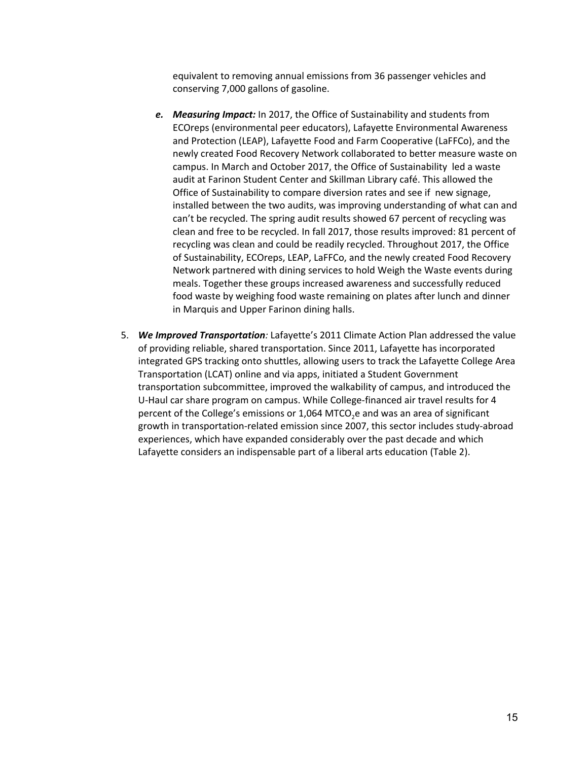equivalent to removing annual emissions from 36 passenger vehicles and conserving 7,000 gallons of gasoline.

   e. ***Measuring Impact:*** In 2017, the Office of Sustainability and students from ECOreps (environmental peer educators), Lafayette Environmental Awareness and Protection (LEAP), Lafayette Food and Farm Cooperative (LaFFCo), and the newly created Food Recovery Network collaborated to better measure waste on campus. In March and October 2017, the Office of Sustainability led a waste audit at Farinon Student Center and Skillman Library café. This allowed the Office of Sustainability to compare diversion rates and see if new signage, installed between the two audits, was improving understanding of what can and can't be recycled. The spring audit results showed 67 percent of recycling was clean and free to be recycled. In fall 2017, those results improved: 81 percent of recycling was clean and could be readily recycled. Throughout 2017, the Office of Sustainability, ECOreps, LEAP, LaFFCo, and the newly created Food Recovery Network partnered with dining services to hold Weigh the Waste events during meals. Together these groups increased awareness and successfully reduced food waste by weighing food waste remaining on plates after lunch and dinner in Marquis and Upper Farinon dining halls.

5. ***We Improved Transportation****:* Lafayette's 2011 Climate Action Plan addressed the value of providing reliable, shared transportation. Since 2011, Lafayette has incorporated integrated GPS tracking onto shuttles, allowing users to track the Lafayette College Area Transportation (LCAT) online and via apps, initiated a Student Government transportation subcommittee, improved the walkability of campus, and introduced the U-Haul car share program on campus. While College-financed air travel results for 4 percent of the College's emissions or 1,064 $MTCO_2e$ and was an area of significant growth in transportation-related emission since 2007, this sector includes study-abroad experiences, which have expanded considerably over the past decade and which Lafayette considers an indispensable part of a liberal arts education (Table 2).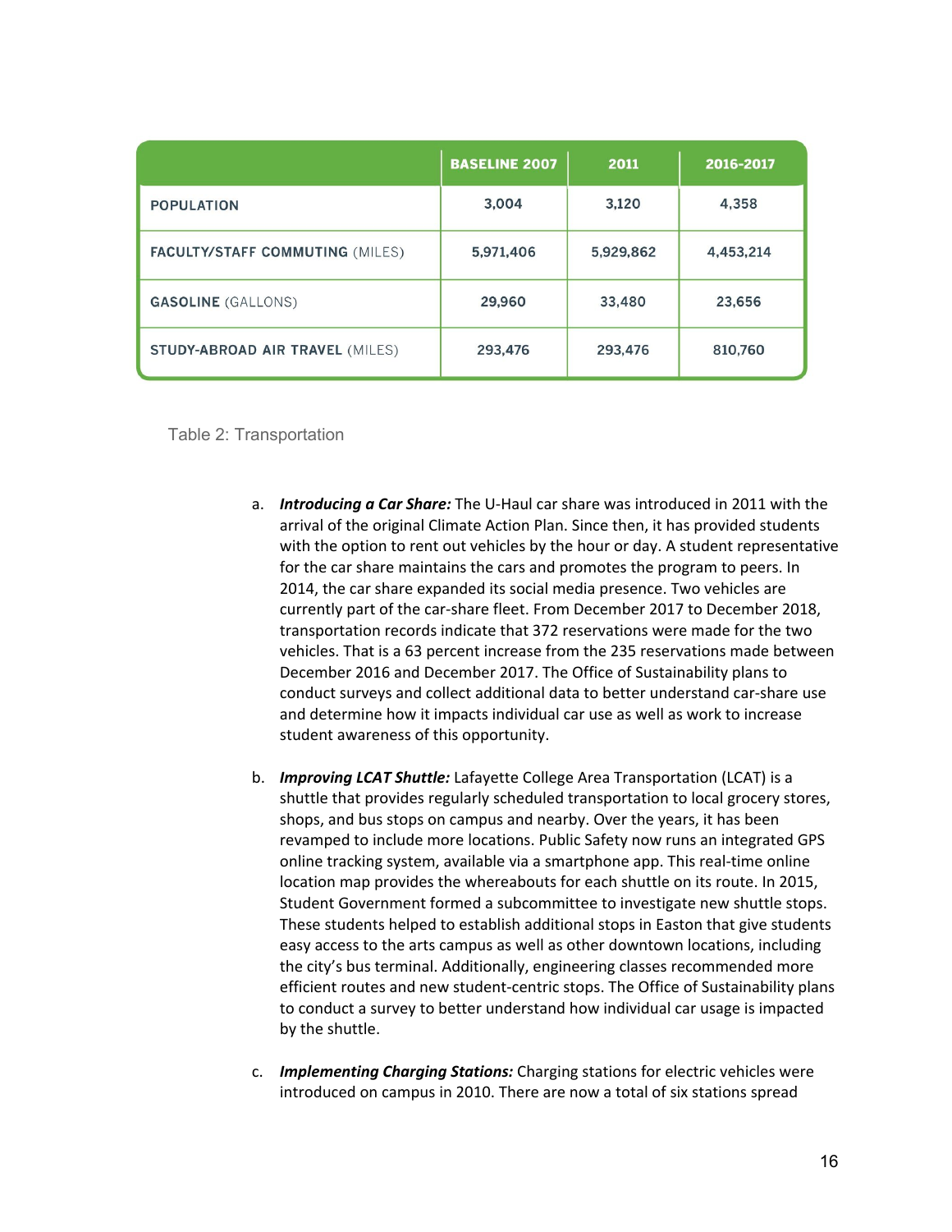| | BASELINE 2007 | 2011 | 2016-2017 |
|---|---|---|---|
| POPULATION | 3,004 | 3,120 | 4,358 |
| FACULTY/STAFF COMMUTING (MILES) | 5,971,406 | 5,929,862 | 4,453,214 |
| GASOLINE (GALLONS) | 29,960 | 33,480 | 23,656 |
| STUDY-ABROAD AIR TRAVEL (MILES) | 293,476 | 293,476 | 810,760 |

Table 2: Transportation

a. ***Introducing a Car Share:*** The U-Haul car share was introduced in 2011 with the arrival of the original Climate Action Plan. Since then, it has provided students with the option to rent out vehicles by the hour or day. A student representative for the car share maintains the cars and promotes the program to peers. In 2014, the car share expanded its social media presence. Two vehicles are currently part of the car-share fleet. From December 2017 to December 2018, transportation records indicate that 372 reservations were made for the two vehicles. That is a 63 percent increase from the 235 reservations made between December 2016 and December 2017. The Office of Sustainability plans to conduct surveys and collect additional data to better understand car-share use and determine how it impacts individual car use as well as work to increase student awareness of this opportunity.

b. ***Improving LCAT Shuttle:*** Lafayette College Area Transportation (LCAT) is a shuttle that provides regularly scheduled transportation to local grocery stores, shops, and bus stops on campus and nearby. Over the years, it has been revamped to include more locations. Public Safety now runs an integrated GPS online tracking system, available via a smartphone app. This real-time online location map provides the whereabouts for each shuttle on its route. In 2015, Student Government formed a subcommittee to investigate new shuttle stops. These students helped to establish additional stops in Easton that give students easy access to the arts campus as well as other downtown locations, including the city's bus terminal. Additionally, engineering classes recommended more efficient routes and new student-centric stops. The Office of Sustainability plans to conduct a survey to better understand how individual car usage is impacted by the shuttle.

c. ***Implementing Charging Stations:*** Charging stations for electric vehicles were introduced on campus in 2010. There are now a total of six stations spread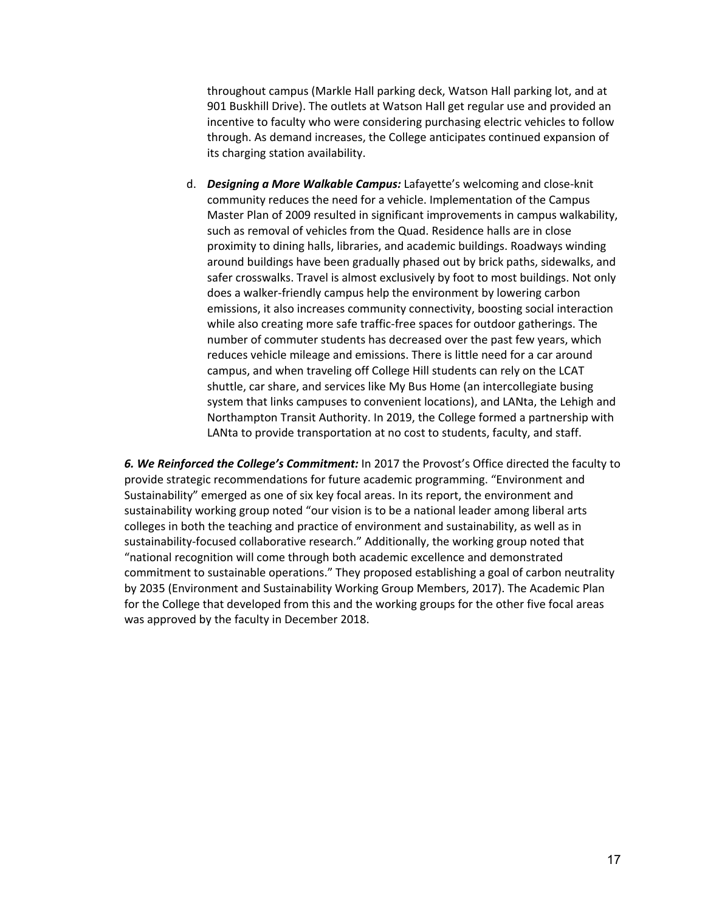throughout campus (Markle Hall parking deck, Watson Hall parking lot, and at 901 Buskhill Drive). The outlets at Watson Hall get regular use and provided an incentive to faculty who were considering purchasing electric vehicles to follow through. As demand increases, the College anticipates continued expansion of its charging station availability.

d. ***Designing a More Walkable Campus:*** Lafayette's welcoming and close-knit community reduces the need for a vehicle. Implementation of the Campus Master Plan of 2009 resulted in significant improvements in campus walkability, such as removal of vehicles from the Quad. Residence halls are in close proximity to dining halls, libraries, and academic buildings. Roadways winding around buildings have been gradually phased out by brick paths, sidewalks, and safer crosswalks. Travel is almost exclusively by foot to most buildings. Not only does a walker-friendly campus help the environment by lowering carbon emissions, it also increases community connectivity, boosting social interaction while also creating more safe traffic-free spaces for outdoor gatherings. The number of commuter students has decreased over the past few years, which reduces vehicle mileage and emissions. There is little need for a car around campus, and when traveling off College Hill students can rely on the LCAT shuttle, car share, and services like My Bus Home (an intercollegiate busing system that links campuses to convenient locations), and LANta, the Lehigh and Northampton Transit Authority. In 2019, the College formed a partnership with LANta to provide transportation at no cost to students, faculty, and staff.

***6. We Reinforced the College's Commitment:*** In 2017 the Provost's Office directed the faculty to provide strategic recommendations for future academic programming. "Environment and Sustainability" emerged as one of six key focal areas. In its report, the environment and sustainability working group noted "our vision is to be a national leader among liberal arts colleges in both the teaching and practice of environment and sustainability, as well as in sustainability-focused collaborative research." Additionally, the working group noted that "national recognition will come through both academic excellence and demonstrated commitment to sustainable operations." They proposed establishing a goal of carbon neutrality by 2035 (Environment and Sustainability Working Group Members, 2017). The Academic Plan for the College that developed from this and the working groups for the other five focal areas was approved by the faculty in December 2018.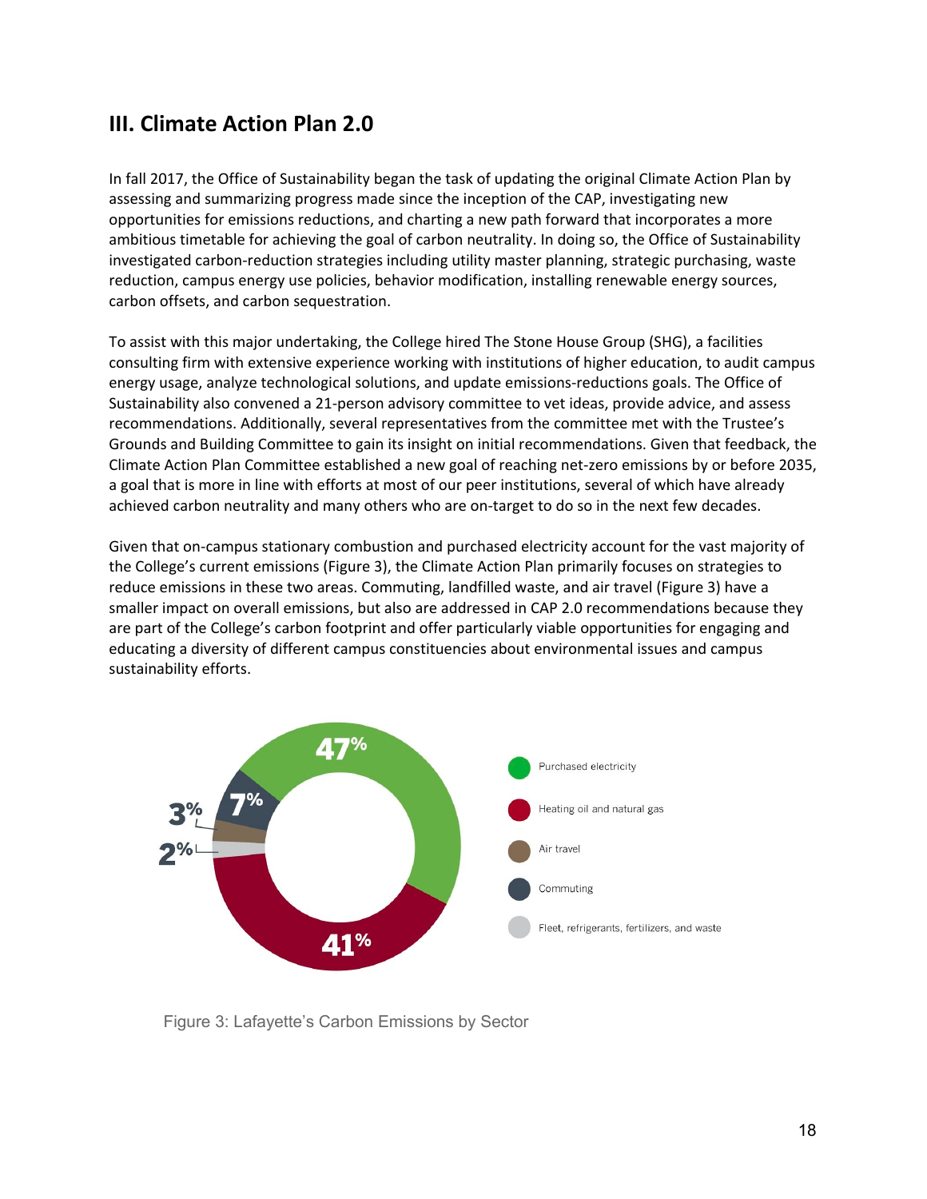## III. Climate Action Plan 2.0

In fall 2017, the Office of Sustainability began the task of updating the original Climate Action Plan by assessing and summarizing progress made since the inception of the CAP, investigating new opportunities for emissions reductions, and charting a new path forward that incorporates a more ambitious timetable for achieving the goal of carbon neutrality. In doing so, the Office of Sustainability investigated carbon-reduction strategies including utility master planning, strategic purchasing, waste reduction, campus energy use policies, behavior modification, installing renewable energy sources, carbon offsets, and carbon sequestration.

To assist with this major undertaking, the College hired The Stone House Group (SHG), a facilities consulting firm with extensive experience working with institutions of higher education, to audit campus energy usage, analyze technological solutions, and update emissions-reductions goals. The Office of Sustainability also convened a 21-person advisory committee to vet ideas, provide advice, and assess recommendations. Additionally, several representatives from the committee met with the Trustee's Grounds and Building Committee to gain its insight on initial recommendations. Given that feedback, the Climate Action Plan Committee established a new goal of reaching net-zero emissions by or before 2035, a goal that is more in line with efforts at most of our peer institutions, several of which have already achieved carbon neutrality and many others who are on-target to do so in the next few decades.

Given that on-campus stationary combustion and purchased electricity account for the vast majority of the College's current emissions (Figure 3), the Climate Action Plan primarily focuses on strategies to reduce emissions in these two areas. Commuting, landfilled waste, and air travel (Figure 3) have a smaller impact on overall emissions, but also are addressed in CAP 2.0 recommendations because they are part of the College's carbon footprint and offer particularly viable opportunities for engaging and educating a diversity of different campus constituencies about environmental issues and campus sustainability efforts.

| Sector | Share |
|---|---|
| Purchased electricity | 47% |
| Heating oil and natural gas | 41% |
| Air travel | 3% |
| Commuting | 7% |
| Fleet, refrigerants, fertilizers, and waste | 2% |

Figure 3: Lafayette's Carbon Emissions by Sector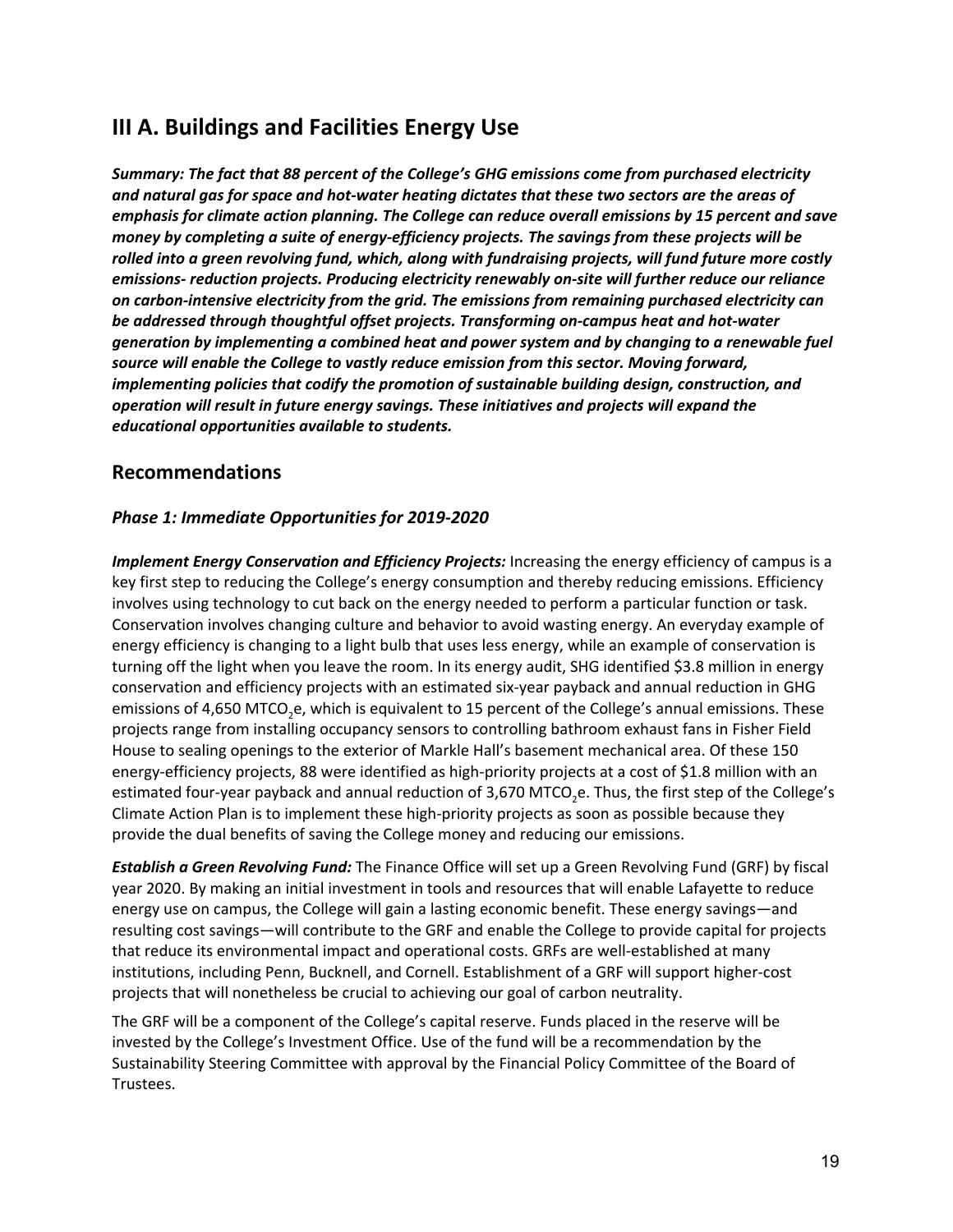## III A. Buildings and Facilities Energy Use

***Summary: The fact that 88 percent of the College's GHG emissions come from purchased electricity and natural gas for space and hot-water heating dictates that these two sectors are the areas of emphasis for climate action planning. The College can reduce overall emissions by 15 percent and save money by completing a suite of energy-efficiency projects. The savings from these projects will be rolled into a green revolving fund, which, along with fundraising projects, will fund future more costly emissions- reduction projects. Producing electricity renewably on-site will further reduce our reliance on carbon-intensive electricity from the grid. The emissions from remaining purchased electricity can be addressed through thoughtful offset projects. Transforming on-campus heat and hot-water generation by implementing a combined heat and power system and by changing to a renewable fuel source will enable the College to vastly reduce emission from this sector. Moving forward, implementing policies that codify the promotion of sustainable building design, construction, and operation will result in future energy savings. These initiatives and projects will expand the educational opportunities available to students.***

### Recommendations

#### *Phase 1: Immediate Opportunities for 2019-2020*

***Implement Energy Conservation and Efficiency Projects:*** Increasing the energy efficiency of campus is a key first step to reducing the College's energy consumption and thereby reducing emissions. Efficiency involves using technology to cut back on the energy needed to perform a particular function or task. Conservation involves changing culture and behavior to avoid wasting energy. An everyday example of energy efficiency is changing to a light bulb that uses less energy, while an example of conservation is turning off the light when you leave the room. In its energy audit, SHG identified $3.8 million in energy conservation and efficiency projects with an estimated six-year payback and annual reduction in GHG emissions of 4,650 $MTCO_2e$, which is equivalent to 15 percent of the College's annual emissions. These projects range from installing occupancy sensors to controlling bathroom exhaust fans in Fisher Field House to sealing openings to the exterior of Markle Hall's basement mechanical area. Of these 150 energy-efficiency projects, 88 were identified as high-priority projects at a cost of $1.8 million with an estimated four-year payback and annual reduction of 3,670 $MTCO_2e$. Thus, the first step of the College's Climate Action Plan is to implement these high-priority projects as soon as possible because they provide the dual benefits of saving the College money and reducing our emissions.

***Establish a Green Revolving Fund:*** The Finance Office will set up a Green Revolving Fund (GRF) by fiscal year 2020. By making an initial investment in tools and resources that will enable Lafayette to reduce energy use on campus, the College will gain a lasting economic benefit. These energy savings—and resulting cost savings—will contribute to the GRF and enable the College to provide capital for projects that reduce its environmental impact and operational costs. GRFs are well-established at many institutions, including Penn, Bucknell, and Cornell. Establishment of a GRF will support higher-cost projects that will nonetheless be crucial to achieving our goal of carbon neutrality.

The GRF will be a component of the College's capital reserve. Funds placed in the reserve will be invested by the College's Investment Office. Use of the fund will be a recommendation by the Sustainability Steering Committee with approval by the Financial Policy Committee of the Board of Trustees.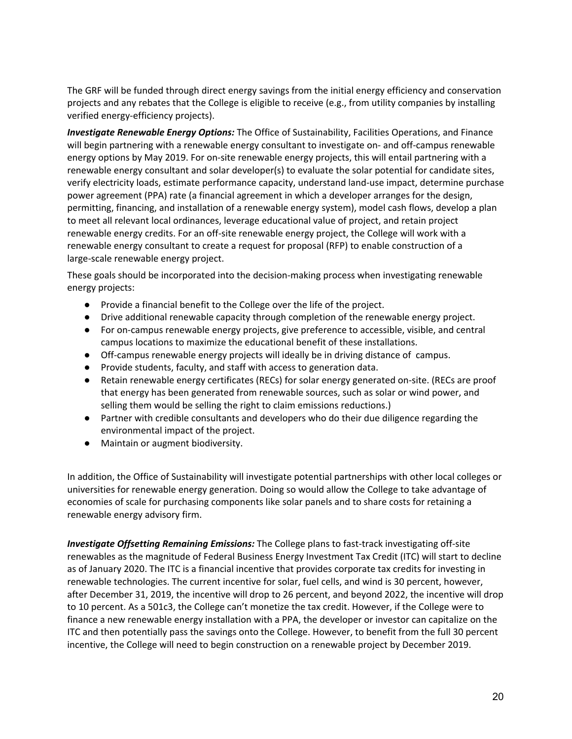The GRF will be funded through direct energy savings from the initial energy efficiency and conservation projects and any rebates that the College is eligible to receive (e.g., from utility companies by installing verified energy-efficiency projects).

***Investigate Renewable Energy Options:*** The Office of Sustainability, Facilities Operations, and Finance will begin partnering with a renewable energy consultant to investigate on- and off-campus renewable energy options by May 2019. For on-site renewable energy projects, this will entail partnering with a renewable energy consultant and solar developer(s) to evaluate the solar potential for candidate sites, verify electricity loads, estimate performance capacity, understand land-use impact, determine purchase power agreement (PPA) rate (a financial agreement in which a developer arranges for the design, permitting, financing, and installation of a renewable energy system), model cash flows, develop a plan to meet all relevant local ordinances, leverage educational value of project, and retain project renewable energy credits. For an off-site renewable energy project, the College will work with a renewable energy consultant to create a request for proposal (RFP) to enable construction of a large-scale renewable energy project.

These goals should be incorporated into the decision-making process when investigating renewable energy projects:

- Provide a financial benefit to the College over the life of the project.
- Drive additional renewable capacity through completion of the renewable energy project.
- For on-campus renewable energy projects, give preference to accessible, visible, and central campus locations to maximize the educational benefit of these installations.
- Off-campus renewable energy projects will ideally be in driving distance of campus.
- Provide students, faculty, and staff with access to generation data.
- Retain renewable energy certificates (RECs) for solar energy generated on-site. (RECs are proof that energy has been generated from renewable sources, such as solar or wind power, and selling them would be selling the right to claim emissions reductions.)
- Partner with credible consultants and developers who do their due diligence regarding the environmental impact of the project.
- Maintain or augment biodiversity.

In addition, the Office of Sustainability will investigate potential partnerships with other local colleges or universities for renewable energy generation. Doing so would allow the College to take advantage of economies of scale for purchasing components like solar panels and to share costs for retaining a renewable energy advisory firm.

***Investigate Offsetting Remaining Emissions:*** The College plans to fast-track investigating off-site renewables as the magnitude of Federal Business Energy Investment Tax Credit (ITC) will start to decline as of January 2020. The ITC is a financial incentive that provides corporate tax credits for investing in renewable technologies. The current incentive for solar, fuel cells, and wind is 30 percent, however, after December 31, 2019, the incentive will drop to 26 percent, and beyond 2022, the incentive will drop to 10 percent. As a 501c3, the College can't monetize the tax credit. However, if the College were to finance a new renewable energy installation with a PPA, the developer or investor can capitalize on the ITC and then potentially pass the savings onto the College. However, to benefit from the full 30 percent incentive, the College will need to begin construction on a renewable project by December 2019.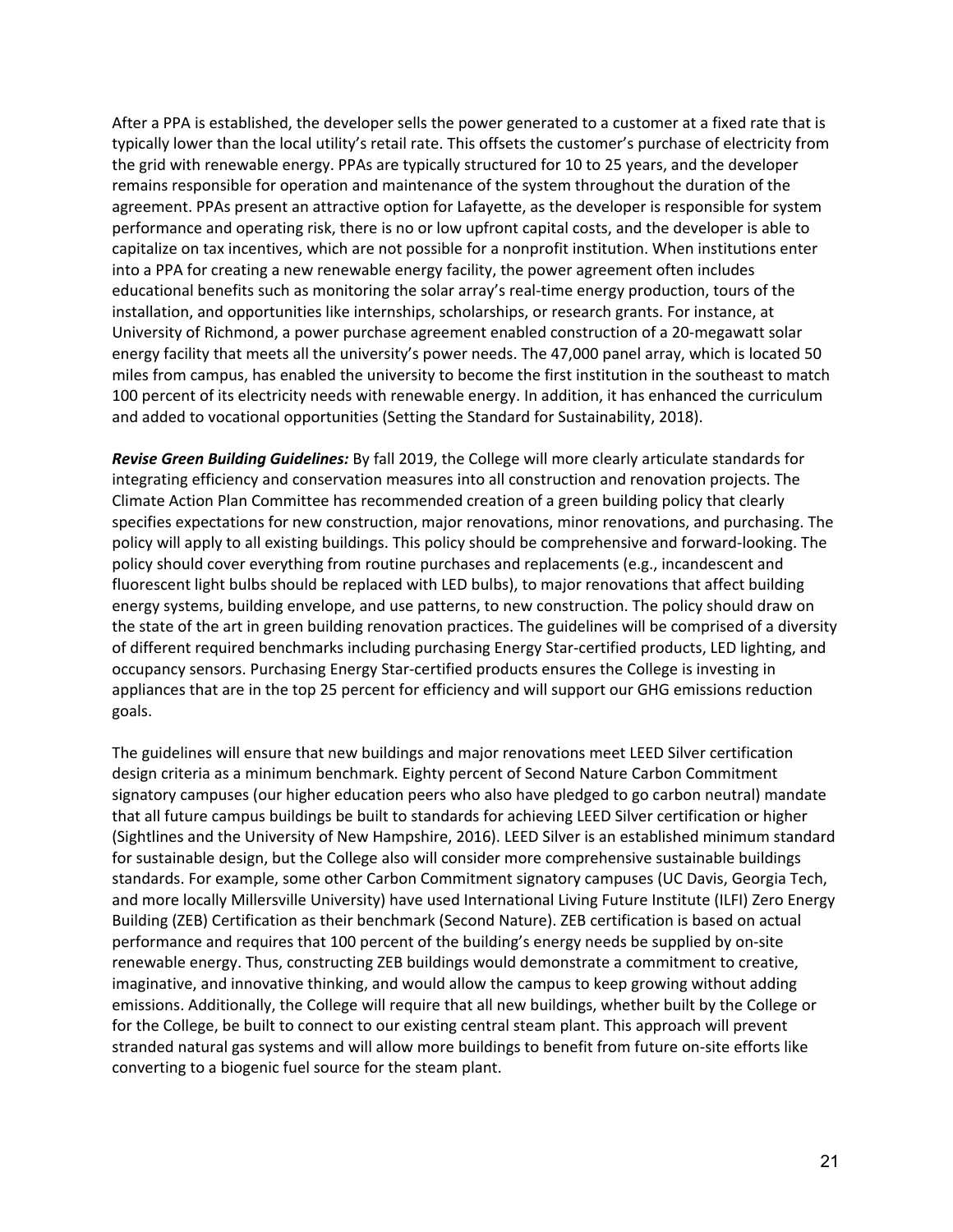After a PPA is established, the developer sells the power generated to a customer at a fixed rate that is typically lower than the local utility's retail rate. This offsets the customer's purchase of electricity from the grid with renewable energy. PPAs are typically structured for 10 to 25 years, and the developer remains responsible for operation and maintenance of the system throughout the duration of the agreement. PPAs present an attractive option for Lafayette, as the developer is responsible for system performance and operating risk, there is no or low upfront capital costs, and the developer is able to capitalize on tax incentives, which are not possible for a nonprofit institution. When institutions enter into a PPA for creating a new renewable energy facility, the power agreement often includes educational benefits such as monitoring the solar array's real-time energy production, tours of the installation, and opportunities like internships, scholarships, or research grants. For instance, at University of Richmond, a power purchase agreement enabled construction of a 20-megawatt solar energy facility that meets all the university's power needs. The 47,000 panel array, which is located 50 miles from campus, has enabled the university to become the first institution in the southeast to match 100 percent of its electricity needs with renewable energy. In addition, it has enhanced the curriculum and added to vocational opportunities (Setting the Standard for Sustainability, 2018).

***Revise Green Building Guidelines:*** By fall 2019, the College will more clearly articulate standards for integrating efficiency and conservation measures into all construction and renovation projects. The Climate Action Plan Committee has recommended creation of a green building policy that clearly specifies expectations for new construction, major renovations, minor renovations, and purchasing. The policy will apply to all existing buildings. This policy should be comprehensive and forward-looking. The policy should cover everything from routine purchases and replacements (e.g., incandescent and fluorescent light bulbs should be replaced with LED bulbs), to major renovations that affect building energy systems, building envelope, and use patterns, to new construction. The policy should draw on the state of the art in green building renovation practices. The guidelines will be comprised of a diversity of different required benchmarks including purchasing Energy Star-certified products, LED lighting, and occupancy sensors. Purchasing Energy Star-certified products ensures the College is investing in appliances that are in the top 25 percent for efficiency and will support our GHG emissions reduction goals.

The guidelines will ensure that new buildings and major renovations meet LEED Silver certification design criteria as a minimum benchmark. Eighty percent of Second Nature Carbon Commitment signatory campuses (our higher education peers who also have pledged to go carbon neutral) mandate that all future campus buildings be built to standards for achieving LEED Silver certification or higher (Sightlines and the University of New Hampshire, 2016). LEED Silver is an established minimum standard for sustainable design, but the College also will consider more comprehensive sustainable buildings standards. For example, some other Carbon Commitment signatory campuses (UC Davis, Georgia Tech, and more locally Millersville University) have used International Living Future Institute (ILFI) Zero Energy Building (ZEB) Certification as their benchmark (Second Nature). ZEB certification is based on actual performance and requires that 100 percent of the building's energy needs be supplied by on-site renewable energy. Thus, constructing ZEB buildings would demonstrate a commitment to creative, imaginative, and innovative thinking, and would allow the campus to keep growing without adding emissions. Additionally, the College will require that all new buildings, whether built by the College or for the College, be built to connect to our existing central steam plant. This approach will prevent stranded natural gas systems and will allow more buildings to benefit from future on-site efforts like converting to a biogenic fuel source for the steam plant.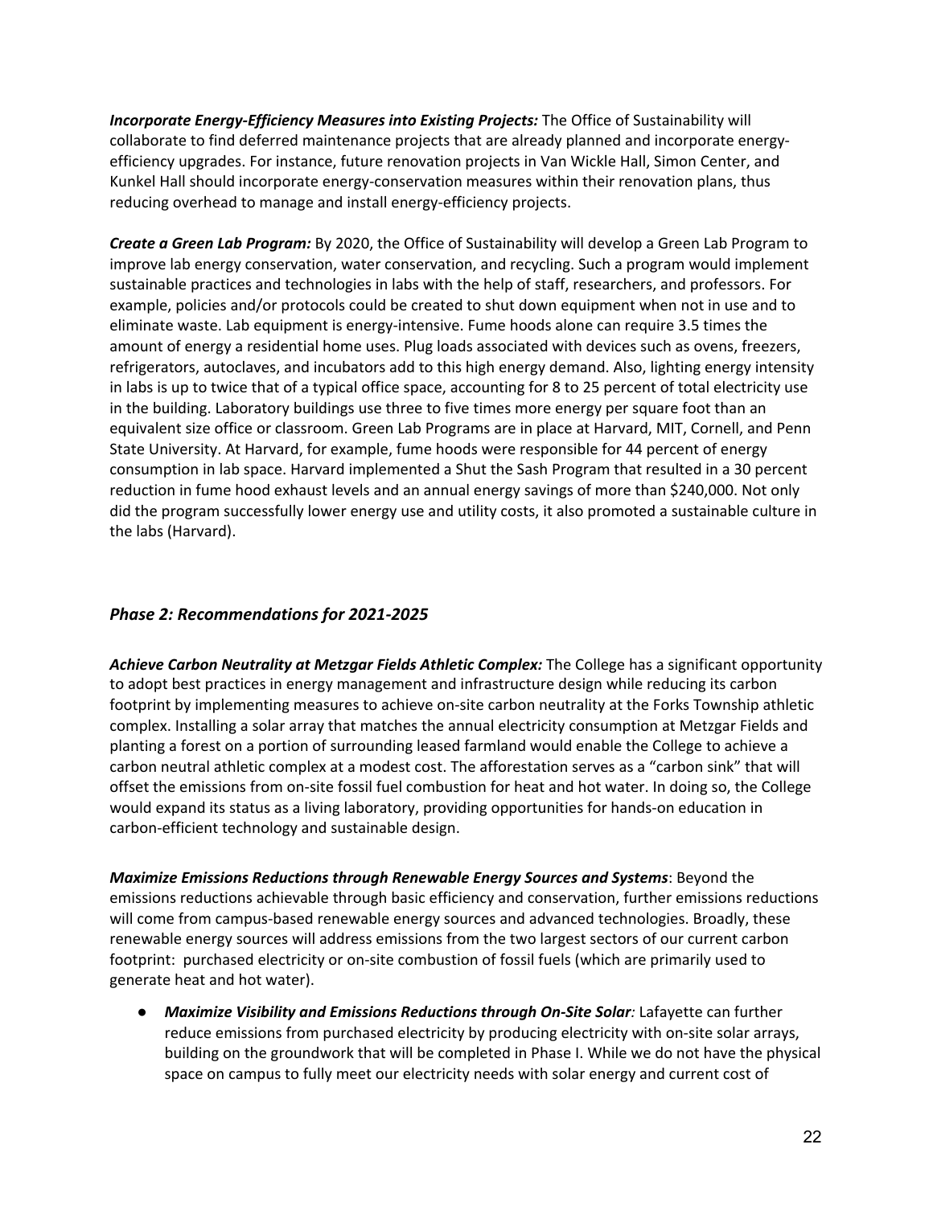***Incorporate Energy-Efficiency Measures into Existing Projects:*** The Office of Sustainability will collaborate to find deferred maintenance projects that are already planned and incorporate energy-efficiency upgrades. For instance, future renovation projects in Van Wickle Hall, Simon Center, and Kunkel Hall should incorporate energy-conservation measures within their renovation plans, thus reducing overhead to manage and install energy-efficiency projects.

***Create a Green Lab Program:*** By 2020, the Office of Sustainability will develop a Green Lab Program to improve lab energy conservation, water conservation, and recycling. Such a program would implement sustainable practices and technologies in labs with the help of staff, researchers, and professors. For example, policies and/or protocols could be created to shut down equipment when not in use and to eliminate waste. Lab equipment is energy-intensive. Fume hoods alone can require 3.5 times the amount of energy a residential home uses. Plug loads associated with devices such as ovens, freezers, refrigerators, autoclaves, and incubators add to this high energy demand. Also, lighting energy intensity in labs is up to twice that of a typical office space, accounting for 8 to 25 percent of total electricity use in the building. Laboratory buildings use three to five times more energy per square foot than an equivalent size office or classroom. Green Lab Programs are in place at Harvard, MIT, Cornell, and Penn State University. At Harvard, for example, fume hoods were responsible for 44 percent of energy consumption in lab space. Harvard implemented a Shut the Sash Program that resulted in a 30 percent reduction in fume hood exhaust levels and an annual energy savings of more than $240,000. Not only did the program successfully lower energy use and utility costs, it also promoted a sustainable culture in the labs (Harvard).

### *Phase 2: Recommendations for 2021-2025*

***Achieve Carbon Neutrality at Metzgar Fields Athletic Complex:*** The College has a significant opportunity to adopt best practices in energy management and infrastructure design while reducing its carbon footprint by implementing measures to achieve on-site carbon neutrality at the Forks Township athletic complex. Installing a solar array that matches the annual electricity consumption at Metzgar Fields and planting a forest on a portion of surrounding leased farmland would enable the College to achieve a carbon neutral athletic complex at a modest cost. The afforestation serves as a "carbon sink" that will offset the emissions from on-site fossil fuel combustion for heat and hot water. In doing so, the College would expand its status as a living laboratory, providing opportunities for hands-on education in carbon-efficient technology and sustainable design.

***Maximize Emissions Reductions through Renewable Energy Sources and Systems***: Beyond the emissions reductions achievable through basic efficiency and conservation, further emissions reductions will come from campus-based renewable energy sources and advanced technologies. Broadly, these renewable energy sources will address emissions from the two largest sectors of our current carbon footprint: purchased electricity or on-site combustion of fossil fuels (which are primarily used to generate heat and hot water).

- ***Maximize Visibility and Emissions Reductions through On-Site Solar:*** Lafayette can further reduce emissions from purchased electricity by producing electricity with on-site solar arrays, building on the groundwork that will be completed in Phase I. While we do not have the physical space on campus to fully meet our electricity needs with solar energy and current cost of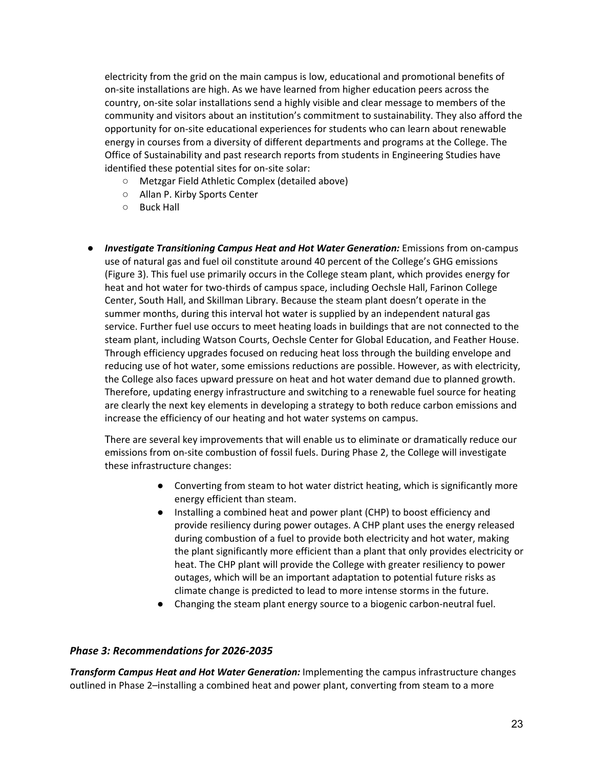electricity from the grid on the main campus is low, educational and promotional benefits of on-site installations are high. As we have learned from higher education peers across the country, on-site solar installations send a highly visible and clear message to members of the community and visitors about an institution's commitment to sustainability. They also afford the opportunity for on-site educational experiences for students who can learn about renewable energy in courses from a diversity of different departments and programs at the College. The Office of Sustainability and past research reports from students in Engineering Studies have identified these potential sites for on-site solar:

- Metzgar Field Athletic Complex (detailed above)
- Allan P. Kirby Sports Center
- Buck Hall

- ***Investigate Transitioning Campus Heat and Hot Water Generation:*** Emissions from on-campus use of natural gas and fuel oil constitute around 40 percent of the College's GHG emissions (Figure 3). This fuel use primarily occurs in the College steam plant, which provides energy for heat and hot water for two-thirds of campus space, including Oechsle Hall, Farinon College Center, South Hall, and Skillman Library. Because the steam plant doesn't operate in the summer months, during this interval hot water is supplied by an independent natural gas service. Further fuel use occurs to meet heating loads in buildings that are not connected to the steam plant, including Watson Courts, Oechsle Center for Global Education, and Feather House. Through efficiency upgrades focused on reducing heat loss through the building envelope and reducing use of hot water, some emissions reductions are possible. However, as with electricity, the College also faces upward pressure on heat and hot water demand due to planned growth. Therefore, updating energy infrastructure and switching to a renewable fuel source for heating are clearly the next key elements in developing a strategy to both reduce carbon emissions and increase the efficiency of our heating and hot water systems on campus.

  There are several key improvements that will enable us to eliminate or dramatically reduce our emissions from on-site combustion of fossil fuels. During Phase 2, the College will investigate these infrastructure changes:

  - Converting from steam to hot water district heating, which is significantly more energy efficient than steam.
  - Installing a combined heat and power plant (CHP) to boost efficiency and provide resiliency during power outages. A CHP plant uses the energy released during combustion of a fuel to provide both electricity and hot water, making the plant significantly more efficient than a plant that only provides electricity or heat. The CHP plant will provide the College with greater resiliency to power outages, which will be an important adaptation to potential future risks as climate change is predicted to lead to more intense storms in the future.
  - Changing the steam plant energy source to a biogenic carbon-neutral fuel.

### *Phase 3: Recommendations for 2026-2035*

***Transform Campus Heat and Hot Water Generation:*** Implementing the campus infrastructure changes outlined in Phase 2–installing a combined heat and power plant, converting from steam to a more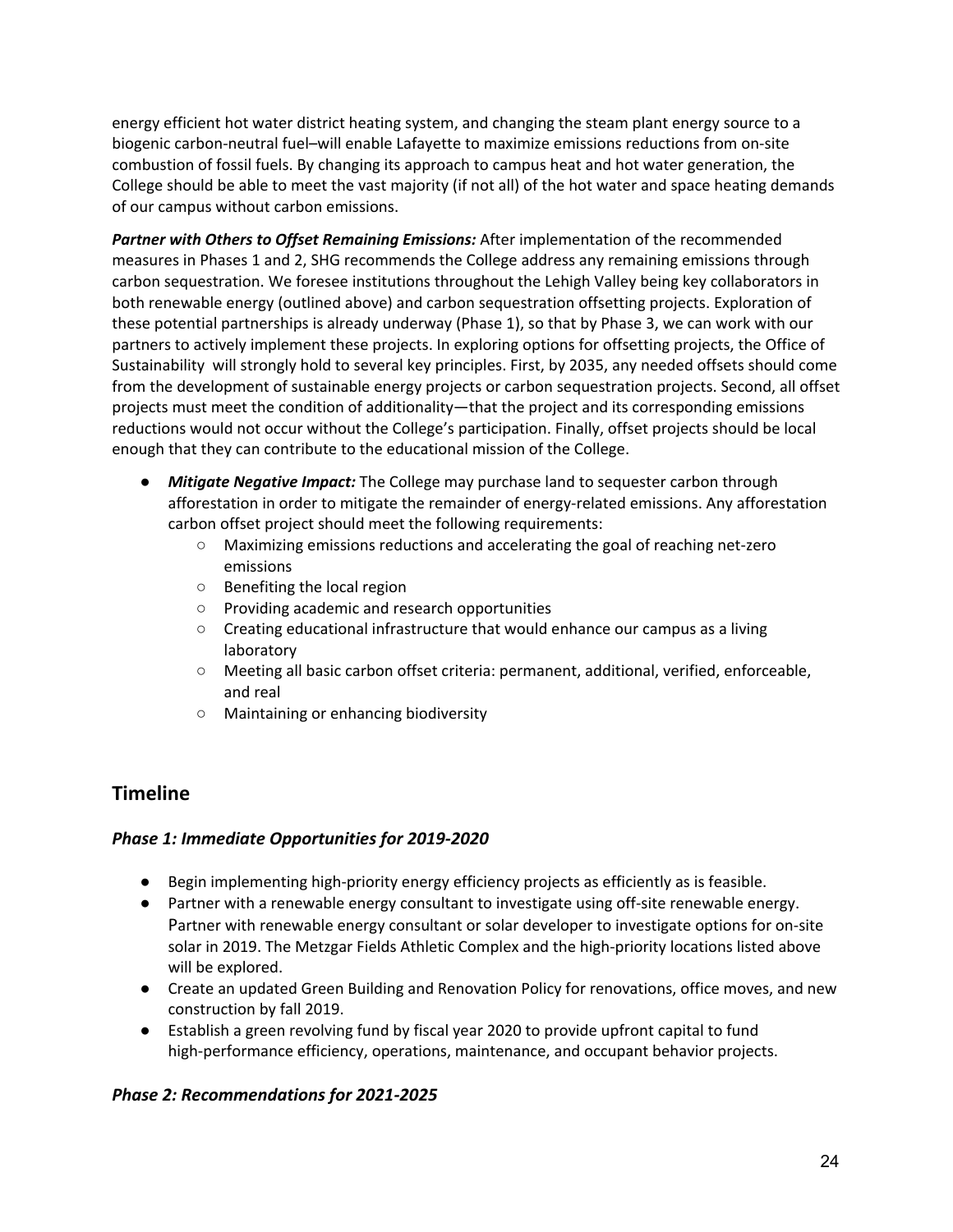energy efficient hot water district heating system, and changing the steam plant energy source to a biogenic carbon-neutral fuel–will enable Lafayette to maximize emissions reductions from on-site combustion of fossil fuels. By changing its approach to campus heat and hot water generation, the College should be able to meet the vast majority (if not all) of the hot water and space heating demands of our campus without carbon emissions.

***Partner with Others to Offset Remaining Emissions:*** After implementation of the recommended measures in Phases 1 and 2, SHG recommends the College address any remaining emissions through carbon sequestration. We foresee institutions throughout the Lehigh Valley being key collaborators in both renewable energy (outlined above) and carbon sequestration offsetting projects. Exploration of these potential partnerships is already underway (Phase 1), so that by Phase 3, we can work with our partners to actively implement these projects. In exploring options for offsetting projects, the Office of Sustainability will strongly hold to several key principles. First, by 2035, any needed offsets should come from the development of sustainable energy projects or carbon sequestration projects. Second, all offset projects must meet the condition of additionality—that the project and its corresponding emissions reductions would not occur without the College's participation. Finally, offset projects should be local enough that they can contribute to the educational mission of the College.

- ***Mitigate Negative Impact:*** The College may purchase land to sequester carbon through afforestation in order to mitigate the remainder of energy-related emissions. Any afforestation carbon offset project should meet the following requirements:
  - Maximizing emissions reductions and accelerating the goal of reaching net-zero emissions
  - Benefiting the local region
  - Providing academic and research opportunities
  - Creating educational infrastructure that would enhance our campus as a living laboratory
  - Meeting all basic carbon offset criteria: permanent, additional, verified, enforceable, and real
  - Maintaining or enhancing biodiversity

## Timeline

### *Phase 1: Immediate Opportunities for 2019-2020*

- Begin implementing high-priority energy efficiency projects as efficiently as is feasible.
- Partner with a renewable energy consultant to investigate using off-site renewable energy. Partner with renewable energy consultant or solar developer to investigate options for on-site solar in 2019. The Metzgar Fields Athletic Complex and the high-priority locations listed above will be explored.
- Create an updated Green Building and Renovation Policy for renovations, office moves, and new construction by fall 2019.
- Establish a green revolving fund by fiscal year 2020 to provide upfront capital to fund high-performance efficiency, operations, maintenance, and occupant behavior projects.

### *Phase 2: Recommendations for 2021-2025*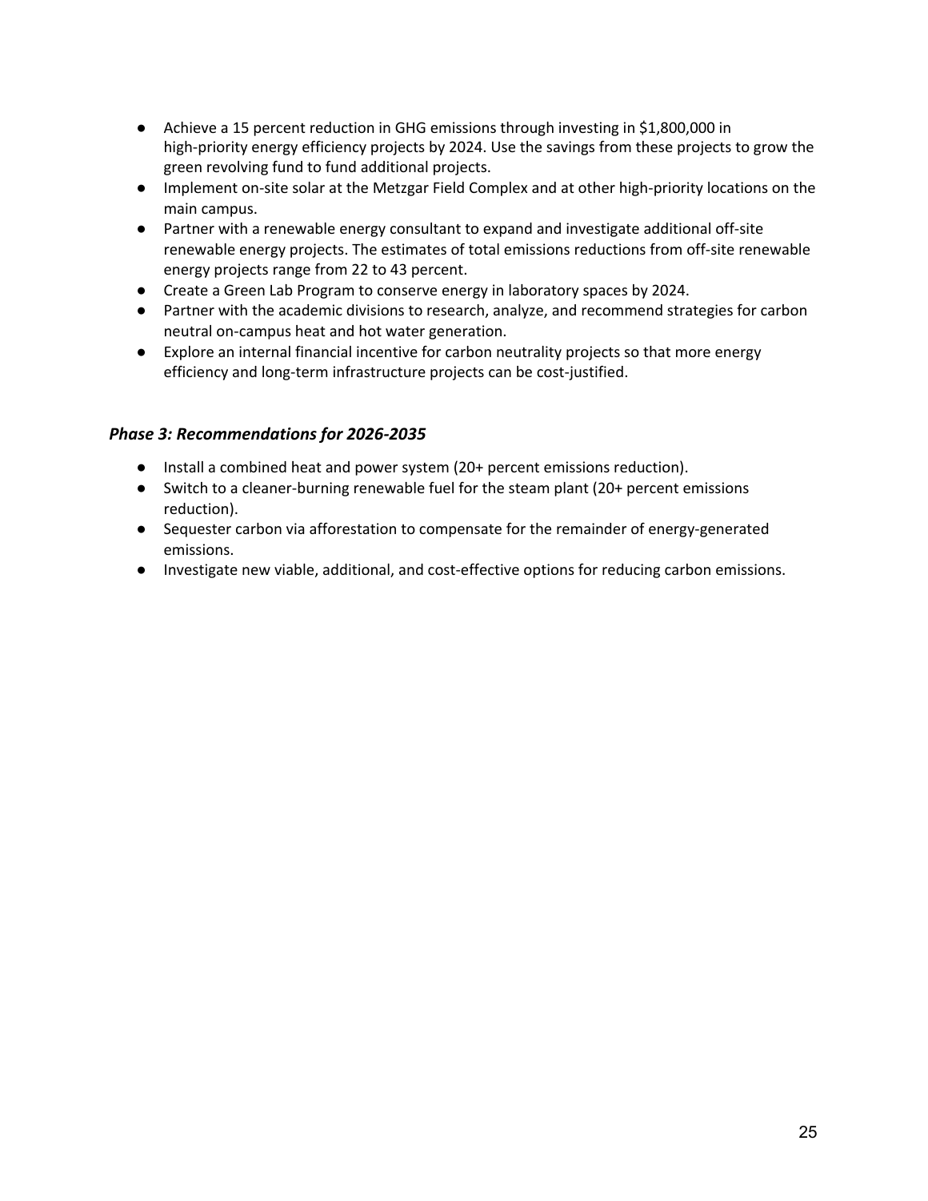- Achieve a 15 percent reduction in GHG emissions through investing in $1,800,000 in high-priority energy efficiency projects by 2024. Use the savings from these projects to grow the green revolving fund to fund additional projects.
- Implement on-site solar at the Metzgar Field Complex and at other high-priority locations on the main campus.
- Partner with a renewable energy consultant to expand and investigate additional off-site renewable energy projects. The estimates of total emissions reductions from off-site renewable energy projects range from 22 to 43 percent.
- Create a Green Lab Program to conserve energy in laboratory spaces by 2024.
- Partner with the academic divisions to research, analyze, and recommend strategies for carbon neutral on-campus heat and hot water generation.
- Explore an internal financial incentive for carbon neutrality projects so that more energy efficiency and long-term infrastructure projects can be cost-justified.

### *Phase 3: Recommendations for 2026-2035*

- Install a combined heat and power system (20+ percent emissions reduction).
- Switch to a cleaner-burning renewable fuel for the steam plant (20+ percent emissions reduction).
- Sequester carbon via afforestation to compensate for the remainder of energy-generated emissions.
- Investigate new viable, additional, and cost-effective options for reducing carbon emissions.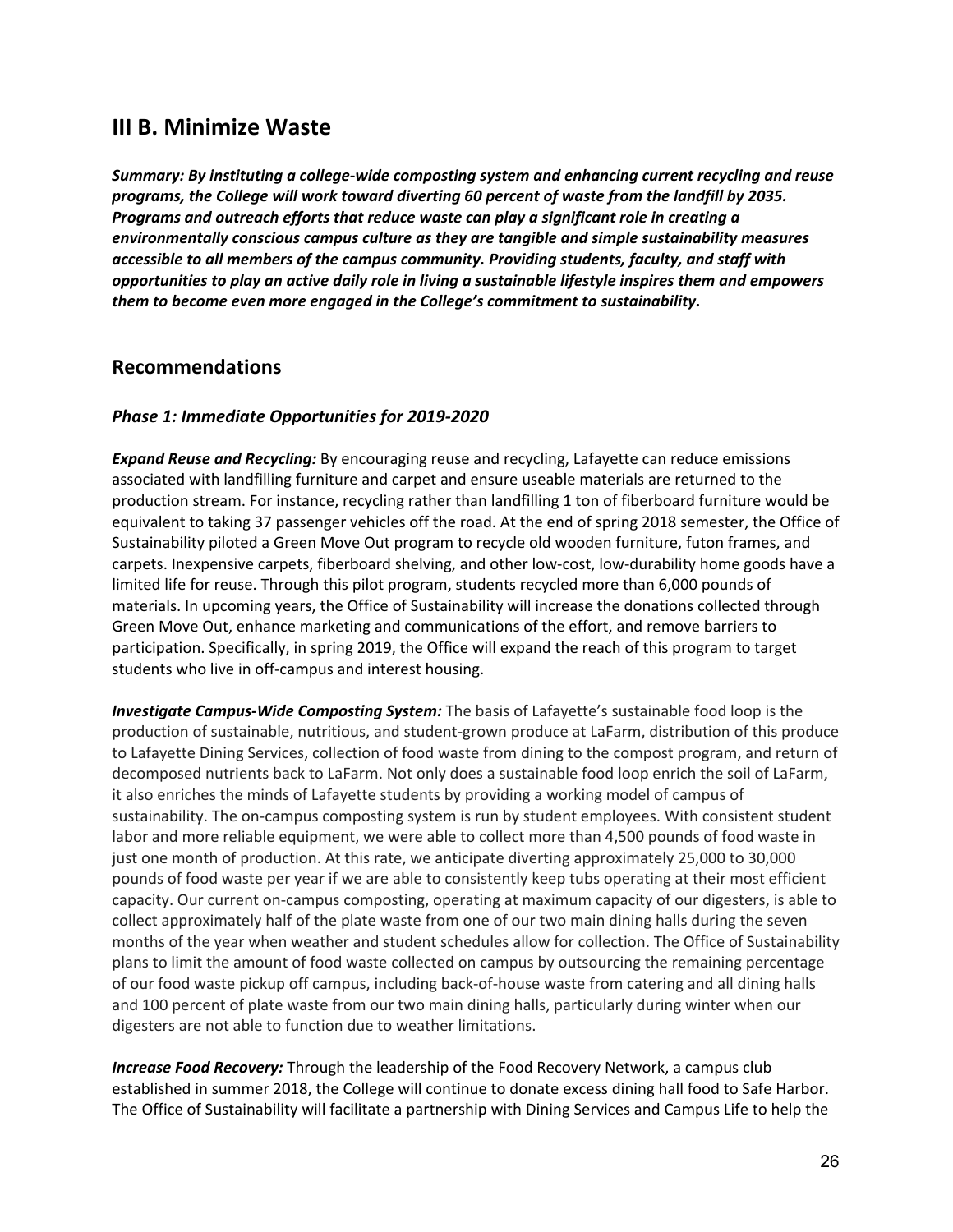## III B. Minimize Waste

***Summary: By instituting a college-wide composting system and enhancing current recycling and reuse programs, the College will work toward diverting 60 percent of waste from the landfill by 2035. Programs and outreach efforts that reduce waste can play a significant role in creating a environmentally conscious campus culture as they are tangible and simple sustainability measures accessible to all members of the campus community. Providing students, faculty, and staff with opportunities to play an active daily role in living a sustainable lifestyle inspires them and empowers them to become even more engaged in the College's commitment to sustainability.***

## Recommendations

### *Phase 1: Immediate Opportunities for 2019-2020*

***Expand Reuse and Recycling:*** By encouraging reuse and recycling, Lafayette can reduce emissions associated with landfilling furniture and carpet and ensure useable materials are returned to the production stream. For instance, recycling rather than landfilling 1 ton of fiberboard furniture would be equivalent to taking 37 passenger vehicles off the road. At the end of spring 2018 semester, the Office of Sustainability piloted a Green Move Out program to recycle old wooden furniture, futon frames, and carpets. Inexpensive carpets, fiberboard shelving, and other low-cost, low-durability home goods have a limited life for reuse. Through this pilot program, students recycled more than 6,000 pounds of materials. In upcoming years, the Office of Sustainability will increase the donations collected through Green Move Out, enhance marketing and communications of the effort, and remove barriers to participation. Specifically, in spring 2019, the Office will expand the reach of this program to target students who live in off-campus and interest housing.

***Investigate Campus-Wide Composting System:*** The basis of Lafayette's sustainable food loop is the production of sustainable, nutritious, and student-grown produce at LaFarm, distribution of this produce to Lafayette Dining Services, collection of food waste from dining to the compost program, and return of decomposed nutrients back to LaFarm. Not only does a sustainable food loop enrich the soil of LaFarm, it also enriches the minds of Lafayette students by providing a working model of campus of sustainability. The on-campus composting system is run by student employees. With consistent student labor and more reliable equipment, we were able to collect more than 4,500 pounds of food waste in just one month of production. At this rate, we anticipate diverting approximately 25,000 to 30,000 pounds of food waste per year if we are able to consistently keep tubs operating at their most efficient capacity. Our current on-campus composting, operating at maximum capacity of our digesters, is able to collect approximately half of the plate waste from one of our two main dining halls during the seven months of the year when weather and student schedules allow for collection. The Office of Sustainability plans to limit the amount of food waste collected on campus by outsourcing the remaining percentage of our food waste pickup off campus, including back-of-house waste from catering and all dining halls and 100 percent of plate waste from our two main dining halls, particularly during winter when our digesters are not able to function due to weather limitations.

***Increase Food Recovery:*** Through the leadership of the Food Recovery Network, a campus club established in summer 2018, the College will continue to donate excess dining hall food to Safe Harbor. The Office of Sustainability will facilitate a partnership with Dining Services and Campus Life to help the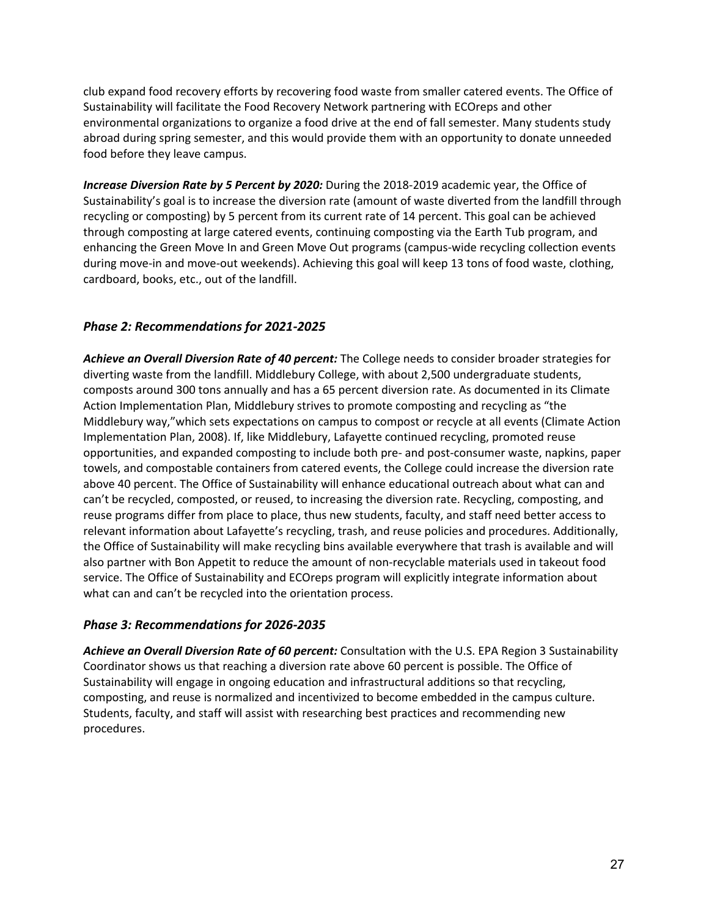club expand food recovery efforts by recovering food waste from smaller catered events. The Office of Sustainability will facilitate the Food Recovery Network partnering with ECOreps and other environmental organizations to organize a food drive at the end of fall semester. Many students study abroad during spring semester, and this would provide them with an opportunity to donate unneeded food before they leave campus.

***Increase Diversion Rate by 5 Percent by 2020:*** During the 2018-2019 academic year, the Office of Sustainability's goal is to increase the diversion rate (amount of waste diverted from the landfill through recycling or composting) by 5 percent from its current rate of 14 percent. This goal can be achieved through composting at large catered events, continuing composting via the Earth Tub program, and enhancing the Green Move In and Green Move Out programs (campus-wide recycling collection events during move-in and move-out weekends). Achieving this goal will keep 13 tons of food waste, clothing, cardboard, books, etc., out of the landfill.

### *Phase 2: Recommendations for 2021-2025*

***Achieve an Overall Diversion Rate of 40 percent:*** The College needs to consider broader strategies for diverting waste from the landfill. Middlebury College, with about 2,500 undergraduate students, composts around 300 tons annually and has a 65 percent diversion rate. As documented in its Climate Action Implementation Plan, Middlebury strives to promote composting and recycling as "the Middlebury way,"which sets expectations on campus to compost or recycle at all events (Climate Action Implementation Plan, 2008). If, like Middlebury, Lafayette continued recycling, promoted reuse opportunities, and expanded composting to include both pre- and post-consumer waste, napkins, paper towels, and compostable containers from catered events, the College could increase the diversion rate above 40 percent. The Office of Sustainability will enhance educational outreach about what can and can't be recycled, composted, or reused, to increasing the diversion rate. Recycling, composting, and reuse programs differ from place to place, thus new students, faculty, and staff need better access to relevant information about Lafayette's recycling, trash, and reuse policies and procedures. Additionally, the Office of Sustainability will make recycling bins available everywhere that trash is available and will also partner with Bon Appetit to reduce the amount of non-recyclable materials used in takeout food service. The Office of Sustainability and ECOreps program will explicitly integrate information about what can and can't be recycled into the orientation process.

### *Phase 3: Recommendations for 2026-2035*

***Achieve an Overall Diversion Rate of 60 percent:*** Consultation with the U.S. EPA Region 3 Sustainability Coordinator shows us that reaching a diversion rate above 60 percent is possible. The Office of Sustainability will engage in ongoing education and infrastructural additions so that recycling, composting, and reuse is normalized and incentivized to become embedded in the campus culture. Students, faculty, and staff will assist with researching best practices and recommending new procedures.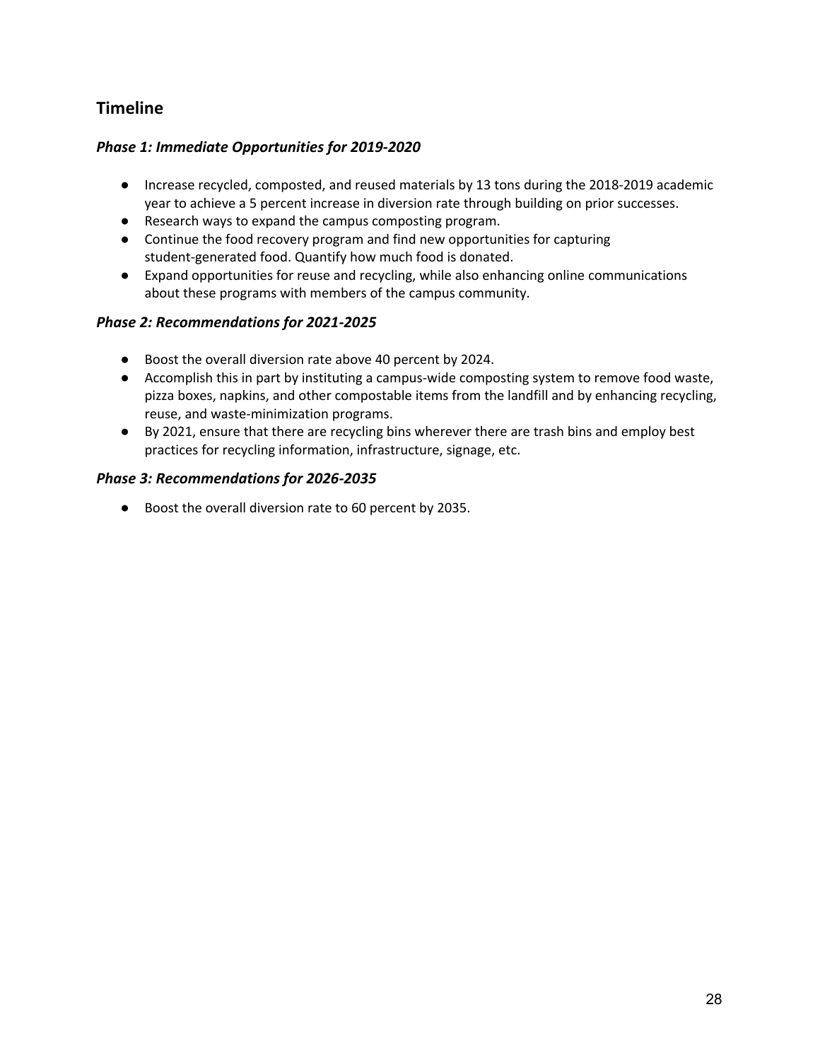## Timeline

### *Phase 1: Immediate Opportunities for 2019-2020*

- Increase recycled, composted, and reused materials by 13 tons during the 2018-2019 academic year to achieve a 5 percent increase in diversion rate through building on prior successes.
- Research ways to expand the campus composting program.
- Continue the food recovery program and find new opportunities for capturing student-generated food. Quantify how much food is donated.
- Expand opportunities for reuse and recycling, while also enhancing online communications about these programs with members of the campus community.

### *Phase 2: Recommendations for 2021-2025*

- Boost the overall diversion rate above 40 percent by 2024.
- Accomplish this in part by instituting a campus-wide composting system to remove food waste, pizza boxes, napkins, and other compostable items from the landfill and by enhancing recycling, reuse, and waste-minimization programs.
- By 2021, ensure that there are recycling bins wherever there are trash bins and employ best practices for recycling information, infrastructure, signage, etc.

### *Phase 3: Recommendations for 2026-2035*

- Boost the overall diversion rate to 60 percent by 2035.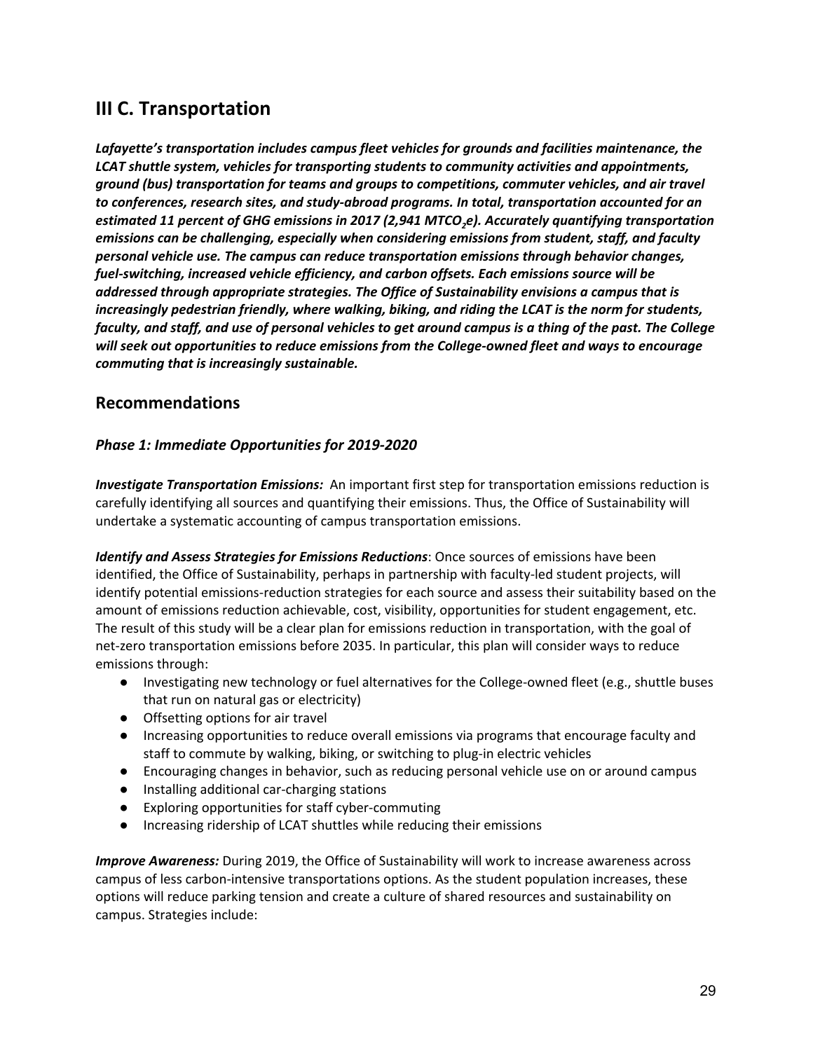## III C. Transportation

***Lafayette's transportation includes campus fleet vehicles for grounds and facilities maintenance, the LCAT shuttle system, vehicles for transporting students to community activities and appointments, ground (bus) transportation for teams and groups to competitions, commuter vehicles, and air travel to conferences, research sites, and study-abroad programs. In total, transportation accounted for an estimated 11 percent of GHG emissions in 2017 (2,941 $MTCO_2e$). Accurately quantifying transportation emissions can be challenging, especially when considering emissions from student, staff, and faculty personal vehicle use. The campus can reduce transportation emissions through behavior changes, fuel-switching, increased vehicle efficiency, and carbon offsets. Each emissions source will be addressed through appropriate strategies. The Office of Sustainability envisions a campus that is increasingly pedestrian friendly, where walking, biking, and riding the LCAT is the norm for students, faculty, and staff, and use of personal vehicles to get around campus is a thing of the past. The College will seek out opportunities to reduce emissions from the College-owned fleet and ways to encourage commuting that is increasingly sustainable.***

### Recommendations

#### *Phase 1: Immediate Opportunities for 2019-2020*

***Investigate Transportation Emissions:*** An important first step for transportation emissions reduction is carefully identifying all sources and quantifying their emissions. Thus, the Office of Sustainability will undertake a systematic accounting of campus transportation emissions.

***Identify and Assess Strategies for Emissions Reductions***: Once sources of emissions have been identified, the Office of Sustainability, perhaps in partnership with faculty-led student projects, will identify potential emissions-reduction strategies for each source and assess their suitability based on the amount of emissions reduction achievable, cost, visibility, opportunities for student engagement, etc. The result of this study will be a clear plan for emissions reduction in transportation, with the goal of net-zero transportation emissions before 2035. In particular, this plan will consider ways to reduce emissions through:

- Investigating new technology or fuel alternatives for the College-owned fleet (e.g., shuttle buses that run on natural gas or electricity)
- Offsetting options for air travel
- Increasing opportunities to reduce overall emissions via programs that encourage faculty and staff to commute by walking, biking, or switching to plug-in electric vehicles
- Encouraging changes in behavior, such as reducing personal vehicle use on or around campus
- Installing additional car-charging stations
- Exploring opportunities for staff cyber-commuting
- Increasing ridership of LCAT shuttles while reducing their emissions

***Improve Awareness:*** During 2019, the Office of Sustainability will work to increase awareness across campus of less carbon-intensive transportations options. As the student population increases, these options will reduce parking tension and create a culture of shared resources and sustainability on campus. Strategies include: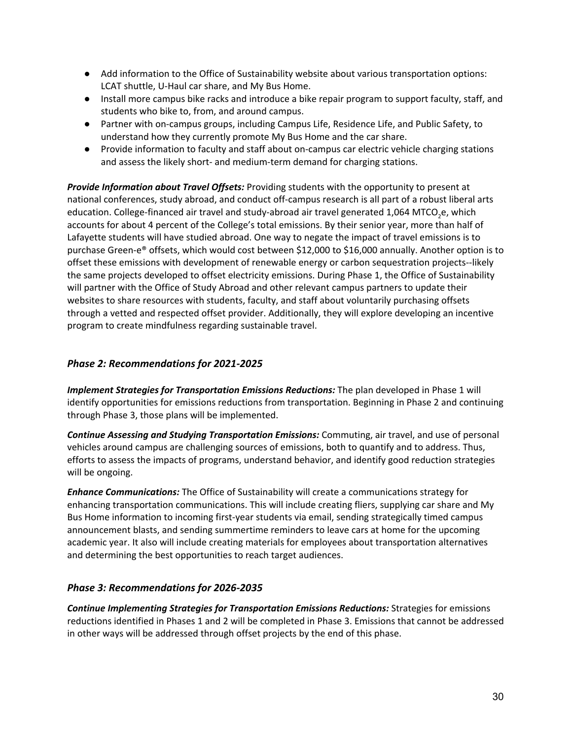- Add information to the Office of Sustainability website about various transportation options: LCAT shuttle, U-Haul car share, and My Bus Home.
- Install more campus bike racks and introduce a bike repair program to support faculty, staff, and students who bike to, from, and around campus.
- Partner with on-campus groups, including Campus Life, Residence Life, and Public Safety, to understand how they currently promote My Bus Home and the car share.
- Provide information to faculty and staff about on-campus car electric vehicle charging stations and assess the likely short- and medium-term demand for charging stations.

***Provide Information about Travel Offsets:*** Providing students with the opportunity to present at national conferences, study abroad, and conduct off-campus research is all part of a robust liberal arts education. College-financed air travel and study-abroad air travel generated 1,064 $MTCO_2e$, which accounts for about 4 percent of the College's total emissions. By their senior year, more than half of Lafayette students will have studied abroad. One way to negate the impact of travel emissions is to purchase Green-e® offsets, which would cost between $12,000 to $16,000 annually. Another option is to offset these emissions with development of renewable energy or carbon sequestration projects--likely the same projects developed to offset electricity emissions. During Phase 1, the Office of Sustainability will partner with the Office of Study Abroad and other relevant campus partners to update their websites to share resources with students, faculty, and staff about voluntarily purchasing offsets through a vetted and respected offset provider. Additionally, they will explore developing an incentive program to create mindfulness regarding sustainable travel.

## *Phase 2: Recommendations for 2021-2025*

***Implement Strategies for Transportation Emissions Reductions:*** The plan developed in Phase 1 will identify opportunities for emissions reductions from transportation. Beginning in Phase 2 and continuing through Phase 3, those plans will be implemented.

***Continue Assessing and Studying Transportation Emissions:*** Commuting, air travel, and use of personal vehicles around campus are challenging sources of emissions, both to quantify and to address. Thus, efforts to assess the impacts of programs, understand behavior, and identify good reduction strategies will be ongoing.

***Enhance Communications:*** The Office of Sustainability will create a communications strategy for enhancing transportation communications. This will include creating fliers, supplying car share and My Bus Home information to incoming first-year students via email, sending strategically timed campus announcement blasts, and sending summertime reminders to leave cars at home for the upcoming academic year. It also will include creating materials for employees about transportation alternatives and determining the best opportunities to reach target audiences.

## *Phase 3: Recommendations for 2026-2035*

***Continue Implementing Strategies for Transportation Emissions Reductions:*** Strategies for emissions reductions identified in Phases 1 and 2 will be completed in Phase 3. Emissions that cannot be addressed in other ways will be addressed through offset projects by the end of this phase.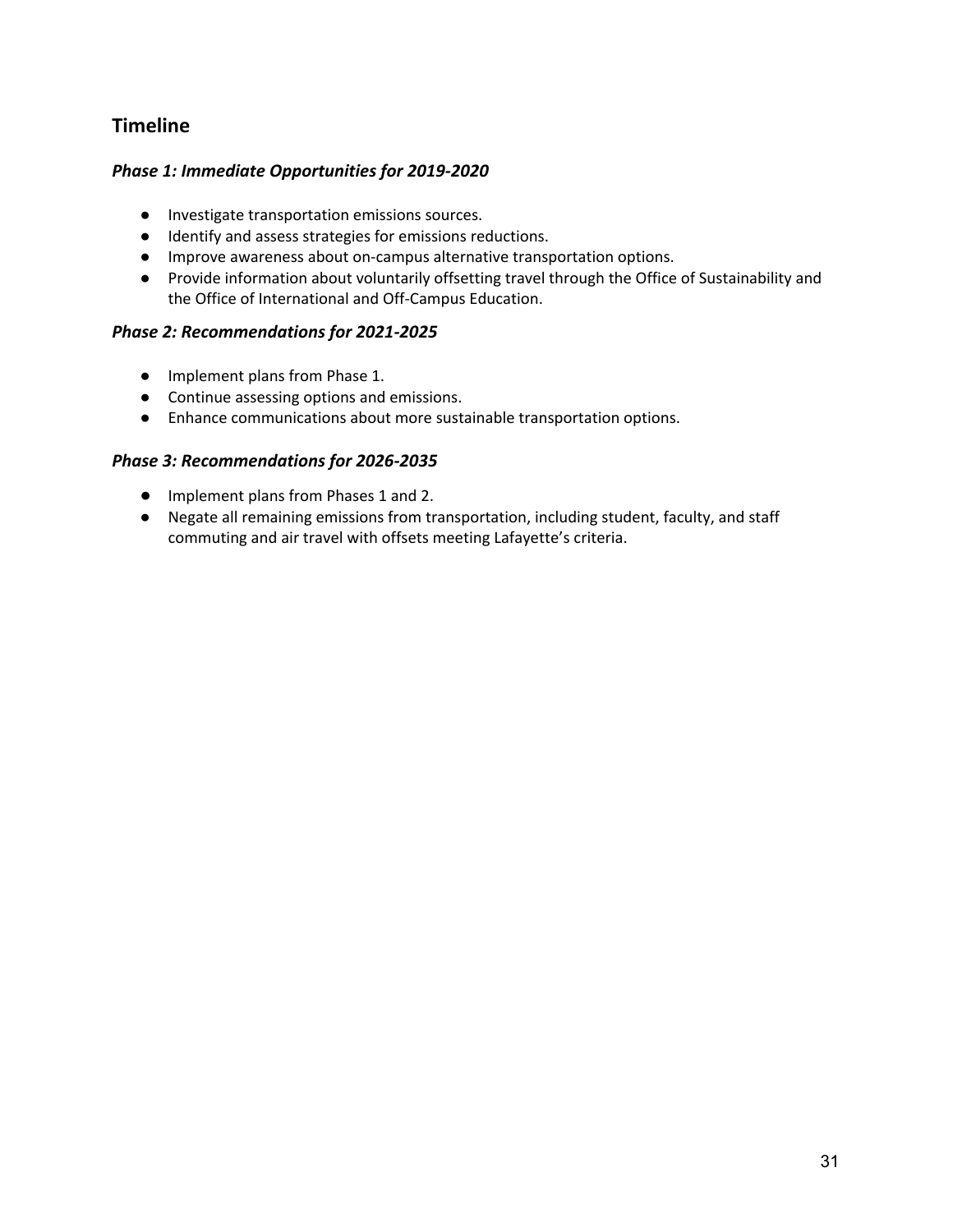## Timeline

### *Phase 1: Immediate Opportunities for 2019-2020*

- Investigate transportation emissions sources.
- Identify and assess strategies for emissions reductions.
- Improve awareness about on-campus alternative transportation options.
- Provide information about voluntarily offsetting travel through the Office of Sustainability and the Office of International and Off-Campus Education.

### *Phase 2: Recommendations for 2021-2025*

- Implement plans from Phase 1.
- Continue assessing options and emissions.
- Enhance communications about more sustainable transportation options.

### *Phase 3: Recommendations for 2026-2035*

- Implement plans from Phases 1 and 2.
- Negate all remaining emissions from transportation, including student, faculty, and staff commuting and air travel with offsets meeting Lafayette's criteria.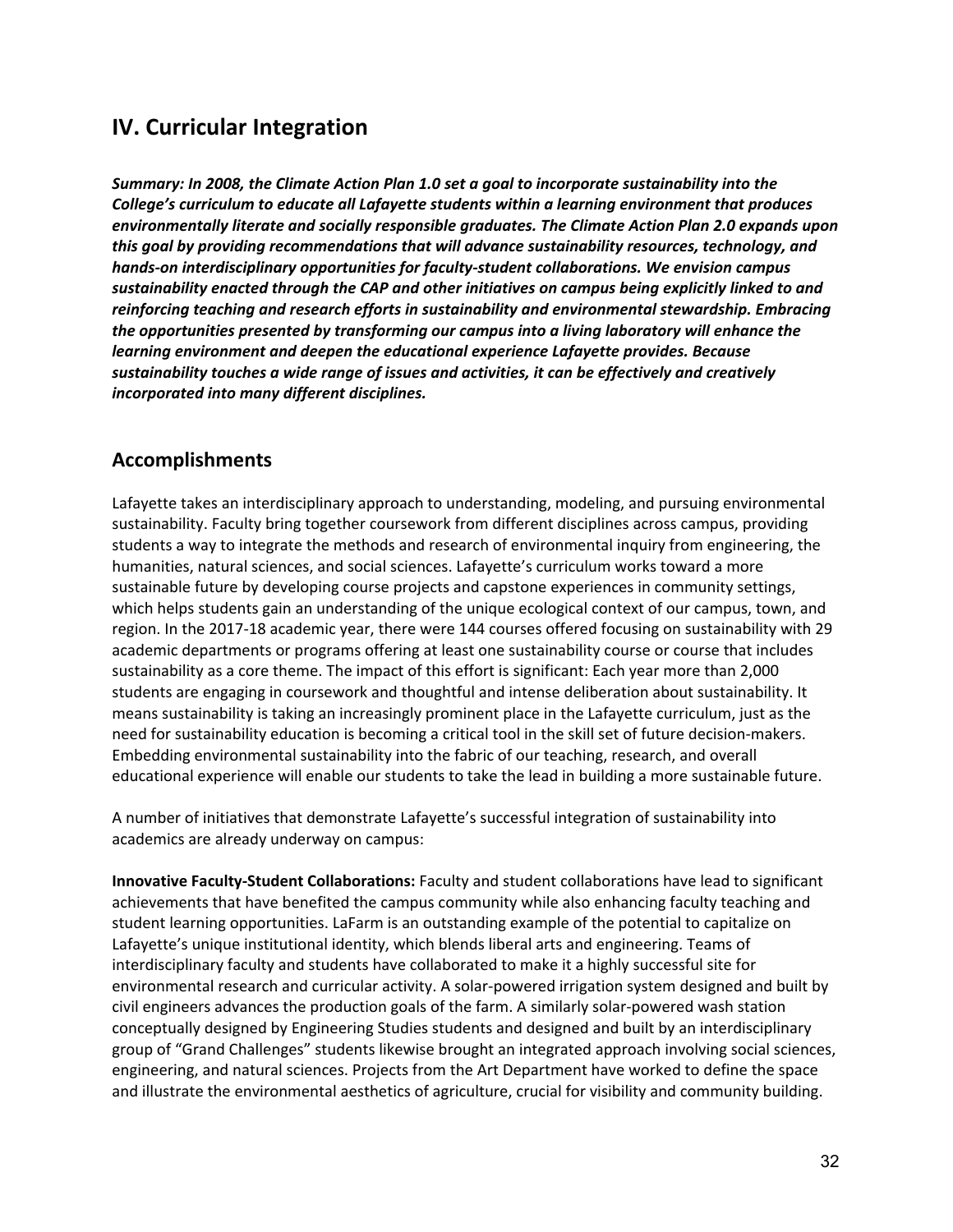## IV. Curricular Integration

***Summary: In 2008, the Climate Action Plan 1.0 set a goal to incorporate sustainability into the College's curriculum to educate all Lafayette students within a learning environment that produces environmentally literate and socially responsible graduates. The Climate Action Plan 2.0 expands upon this goal by providing recommendations that will advance sustainability resources, technology, and hands-on interdisciplinary opportunities for faculty-student collaborations. We envision campus sustainability enacted through the CAP and other initiatives on campus being explicitly linked to and reinforcing teaching and research efforts in sustainability and environmental stewardship. Embracing the opportunities presented by transforming our campus into a living laboratory will enhance the learning environment and deepen the educational experience Lafayette provides. Because sustainability touches a wide range of issues and activities, it can be effectively and creatively incorporated into many different disciplines.***

### Accomplishments

Lafayette takes an interdisciplinary approach to understanding, modeling, and pursuing environmental sustainability. Faculty bring together coursework from different disciplines across campus, providing students a way to integrate the methods and research of environmental inquiry from engineering, the humanities, natural sciences, and social sciences. Lafayette's curriculum works toward a more sustainable future by developing course projects and capstone experiences in community settings, which helps students gain an understanding of the unique ecological context of our campus, town, and region. In the 2017-18 academic year, there were 144 courses offered focusing on sustainability with 29 academic departments or programs offering at least one sustainability course or course that includes sustainability as a core theme. The impact of this effort is significant: Each year more than 2,000 students are engaging in coursework and thoughtful and intense deliberation about sustainability. It means sustainability is taking an increasingly prominent place in the Lafayette curriculum, just as the need for sustainability education is becoming a critical tool in the skill set of future decision-makers. Embedding environmental sustainability into the fabric of our teaching, research, and overall educational experience will enable our students to take the lead in building a more sustainable future.

A number of initiatives that demonstrate Lafayette's successful integration of sustainability into academics are already underway on campus:

**Innovative Faculty-Student Collaborations:** Faculty and student collaborations have lead to significant achievements that have benefited the campus community while also enhancing faculty teaching and student learning opportunities. LaFarm is an outstanding example of the potential to capitalize on Lafayette's unique institutional identity, which blends liberal arts and engineering. Teams of interdisciplinary faculty and students have collaborated to make it a highly successful site for environmental research and curricular activity. A solar-powered irrigation system designed and built by civil engineers advances the production goals of the farm. A similarly solar-powered wash station conceptually designed by Engineering Studies students and designed and built by an interdisciplinary group of "Grand Challenges" students likewise brought an integrated approach involving social sciences, engineering, and natural sciences. Projects from the Art Department have worked to define the space and illustrate the environmental aesthetics of agriculture, crucial for visibility and community building.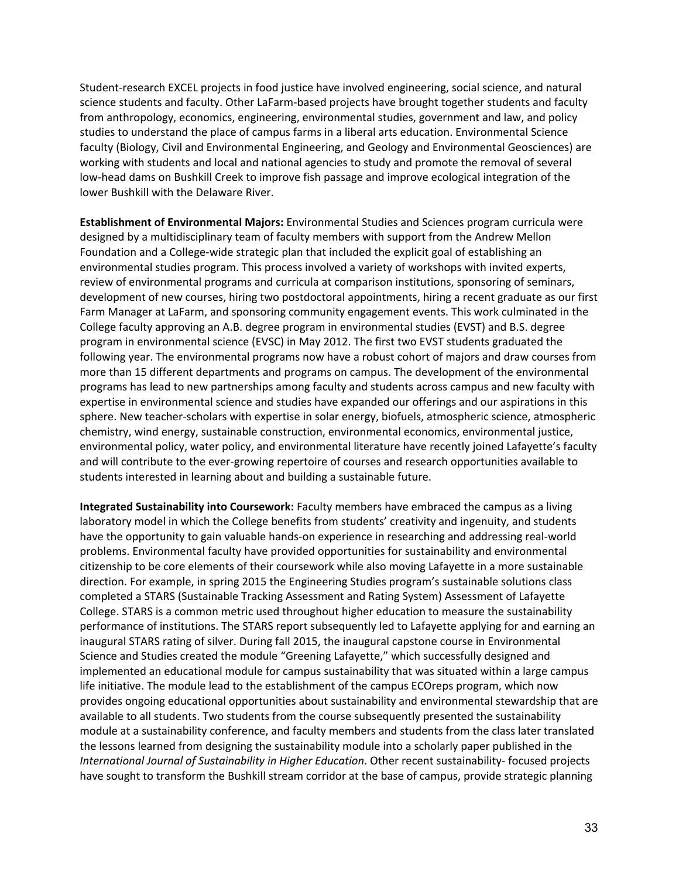Student-research EXCEL projects in food justice have involved engineering, social science, and natural science students and faculty. Other LaFarm-based projects have brought together students and faculty from anthropology, economics, engineering, environmental studies, government and law, and policy studies to understand the place of campus farms in a liberal arts education. Environmental Science faculty (Biology, Civil and Environmental Engineering, and Geology and Environmental Geosciences) are working with students and local and national agencies to study and promote the removal of several low-head dams on Bushkill Creek to improve fish passage and improve ecological integration of the lower Bushkill with the Delaware River.

**Establishment of Environmental Majors:** Environmental Studies and Sciences program curricula were designed by a multidisciplinary team of faculty members with support from the Andrew Mellon Foundation and a College-wide strategic plan that included the explicit goal of establishing an environmental studies program. This process involved a variety of workshops with invited experts, review of environmental programs and curricula at comparison institutions, sponsoring of seminars, development of new courses, hiring two postdoctoral appointments, hiring a recent graduate as our first Farm Manager at LaFarm, and sponsoring community engagement events. This work culminated in the College faculty approving an A.B. degree program in environmental studies (EVST) and B.S. degree program in environmental science (EVSC) in May 2012. The first two EVST students graduated the following year. The environmental programs now have a robust cohort of majors and draw courses from more than 15 different departments and programs on campus. The development of the environmental programs has lead to new partnerships among faculty and students across campus and new faculty with expertise in environmental science and studies have expanded our offerings and our aspirations in this sphere. New teacher-scholars with expertise in solar energy, biofuels, atmospheric science, atmospheric chemistry, wind energy, sustainable construction, environmental economics, environmental justice, environmental policy, water policy, and environmental literature have recently joined Lafayette's faculty and will contribute to the ever-growing repertoire of courses and research opportunities available to students interested in learning about and building a sustainable future.

**Integrated Sustainability into Coursework:** Faculty members have embraced the campus as a living laboratory model in which the College benefits from students' creativity and ingenuity, and students have the opportunity to gain valuable hands-on experience in researching and addressing real-world problems. Environmental faculty have provided opportunities for sustainability and environmental citizenship to be core elements of their coursework while also moving Lafayette in a more sustainable direction. For example, in spring 2015 the Engineering Studies program's sustainable solutions class completed a STARS (Sustainable Tracking Assessment and Rating System) Assessment of Lafayette College. STARS is a common metric used throughout higher education to measure the sustainability performance of institutions. The STARS report subsequently led to Lafayette applying for and earning an inaugural STARS rating of silver. During fall 2015, the inaugural capstone course in Environmental Science and Studies created the module "Greening Lafayette," which successfully designed and implemented an educational module for campus sustainability that was situated within a large campus life initiative. The module lead to the establishment of the campus ECOreps program, which now provides ongoing educational opportunities about sustainability and environmental stewardship that are available to all students. Two students from the course subsequently presented the sustainability module at a sustainability conference, and faculty members and students from the class later translated the lessons learned from designing the sustainability module into a scholarly paper published in the *International Journal of Sustainability in Higher Education*. Other recent sustainability- focused projects have sought to transform the Bushkill stream corridor at the base of campus, provide strategic planning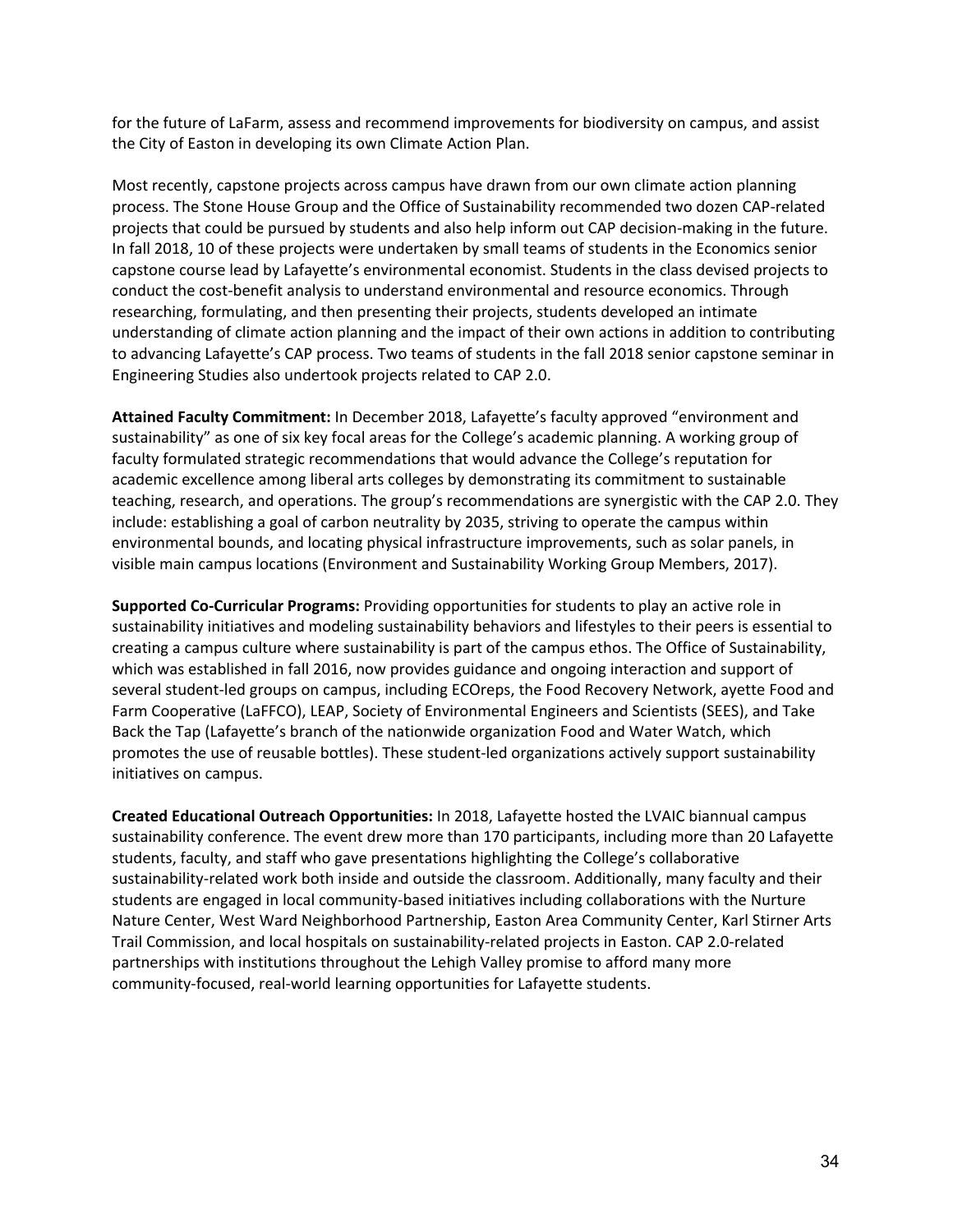for the future of LaFarm, assess and recommend improvements for biodiversity on campus, and assist the City of Easton in developing its own Climate Action Plan.

Most recently, capstone projects across campus have drawn from our own climate action planning process. The Stone House Group and the Office of Sustainability recommended two dozen CAP-related projects that could be pursued by students and also help inform out CAP decision-making in the future. In fall 2018, 10 of these projects were undertaken by small teams of students in the Economics senior capstone course lead by Lafayette's environmental economist. Students in the class devised projects to conduct the cost-benefit analysis to understand environmental and resource economics. Through researching, formulating, and then presenting their projects, students developed an intimate understanding of climate action planning and the impact of their own actions in addition to contributing to advancing Lafayette's CAP process. Two teams of students in the fall 2018 senior capstone seminar in Engineering Studies also undertook projects related to CAP 2.0.

**Attained Faculty Commitment:** In December 2018, Lafayette's faculty approved "environment and sustainability" as one of six key focal areas for the College's academic planning. A working group of faculty formulated strategic recommendations that would advance the College's reputation for academic excellence among liberal arts colleges by demonstrating its commitment to sustainable teaching, research, and operations. The group's recommendations are synergistic with the CAP 2.0. They include: establishing a goal of carbon neutrality by 2035, striving to operate the campus within environmental bounds, and locating physical infrastructure improvements, such as solar panels, in visible main campus locations (Environment and Sustainability Working Group Members, 2017).

**Supported Co-Curricular Programs:** Providing opportunities for students to play an active role in sustainability initiatives and modeling sustainability behaviors and lifestyles to their peers is essential to creating a campus culture where sustainability is part of the campus ethos. The Office of Sustainability, which was established in fall 2016, now provides guidance and ongoing interaction and support of several student-led groups on campus, including ECOreps, the Food Recovery Network, ayette Food and Farm Cooperative (LaFFCO), LEAP, Society of Environmental Engineers and Scientists (SEES), and Take Back the Tap (Lafayette's branch of the nationwide organization Food and Water Watch, which promotes the use of reusable bottles). These student-led organizations actively support sustainability initiatives on campus.

**Created Educational Outreach Opportunities:** In 2018, Lafayette hosted the LVAIC biannual campus sustainability conference. The event drew more than 170 participants, including more than 20 Lafayette students, faculty, and staff who gave presentations highlighting the College's collaborative sustainability-related work both inside and outside the classroom. Additionally, many faculty and their students are engaged in local community-based initiatives including collaborations with the Nurture Nature Center, West Ward Neighborhood Partnership, Easton Area Community Center, Karl Stirner Arts Trail Commission, and local hospitals on sustainability-related projects in Easton. CAP 2.0-related partnerships with institutions throughout the Lehigh Valley promise to afford many more community-focused, real-world learning opportunities for Lafayette students.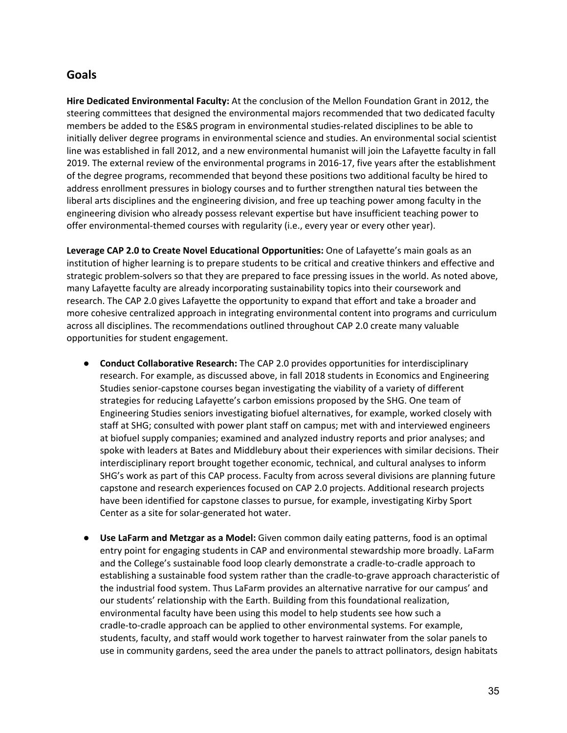## Goals

**Hire Dedicated Environmental Faculty:** At the conclusion of the Mellon Foundation Grant in 2012, the steering committees that designed the environmental majors recommended that two dedicated faculty members be added to the ES&S program in environmental studies-related disciplines to be able to initially deliver degree programs in environmental science and studies. An environmental social scientist line was established in fall 2012, and a new environmental humanist will join the Lafayette faculty in fall 2019. The external review of the environmental programs in 2016-17, five years after the establishment of the degree programs, recommended that beyond these positions two additional faculty be hired to address enrollment pressures in biology courses and to further strengthen natural ties between the liberal arts disciplines and the engineering division, and free up teaching power among faculty in the engineering division who already possess relevant expertise but have insufficient teaching power to offer environmental-themed courses with regularity (i.e., every year or every other year).

**Leverage CAP 2.0 to Create Novel Educational Opportunities:** One of Lafayette's main goals as an institution of higher learning is to prepare students to be critical and creative thinkers and effective and strategic problem-solvers so that they are prepared to face pressing issues in the world. As noted above, many Lafayette faculty are already incorporating sustainability topics into their coursework and research. The CAP 2.0 gives Lafayette the opportunity to expand that effort and take a broader and more cohesive centralized approach in integrating environmental content into programs and curriculum across all disciplines. The recommendations outlined throughout CAP 2.0 create many valuable opportunities for student engagement.

- **Conduct Collaborative Research:** The CAP 2.0 provides opportunities for interdisciplinary research. For example, as discussed above, in fall 2018 students in Economics and Engineering Studies senior-capstone courses began investigating the viability of a variety of different strategies for reducing Lafayette's carbon emissions proposed by the SHG. One team of Engineering Studies seniors investigating biofuel alternatives, for example, worked closely with staff at SHG; consulted with power plant staff on campus; met with and interviewed engineers at biofuel supply companies; examined and analyzed industry reports and prior analyses; and spoke with leaders at Bates and Middlebury about their experiences with similar decisions. Their interdisciplinary report brought together economic, technical, and cultural analyses to inform SHG's work as part of this CAP process. Faculty from across several divisions are planning future capstone and research experiences focused on CAP 2.0 projects. Additional research projects have been identified for capstone classes to pursue, for example, investigating Kirby Sport Center as a site for solar-generated hot water.

- **Use LaFarm and Metzgar as a Model:** Given common daily eating patterns, food is an optimal entry point for engaging students in CAP and environmental stewardship more broadly. LaFarm and the College's sustainable food loop clearly demonstrate a cradle-to-cradle approach to establishing a sustainable food system rather than the cradle-to-grave approach characteristic of the industrial food system. Thus LaFarm provides an alternative narrative for our campus' and our students' relationship with the Earth. Building from this foundational realization, environmental faculty have been using this model to help students see how such a cradle-to-cradle approach can be applied to other environmental systems. For example, students, faculty, and staff would work together to harvest rainwater from the solar panels to use in community gardens, seed the area under the panels to attract pollinators, design habitats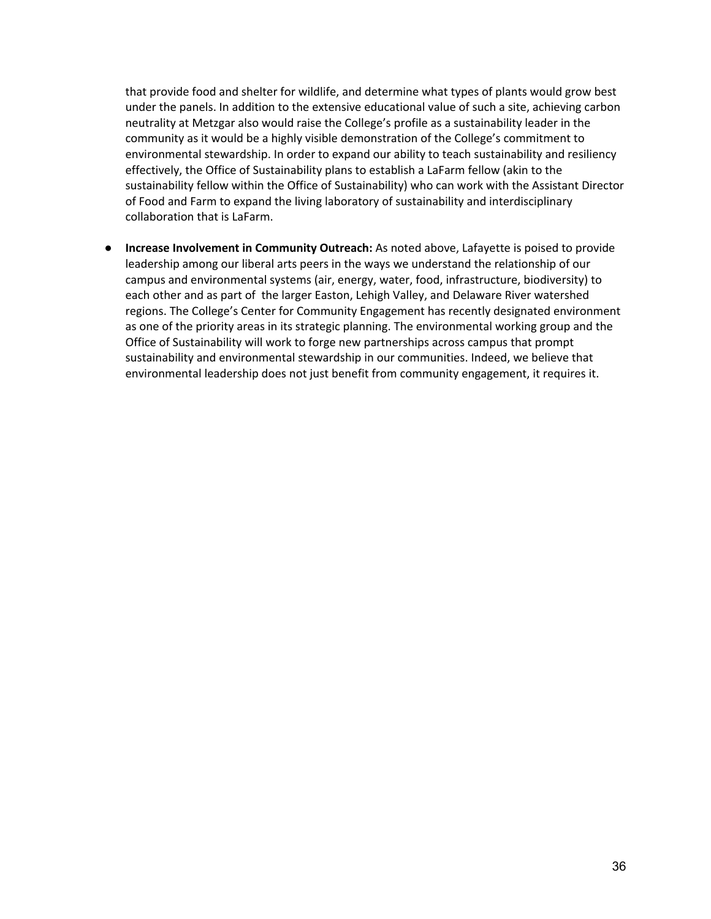that provide food and shelter for wildlife, and determine what types of plants would grow best under the panels. In addition to the extensive educational value of such a site, achieving carbon neutrality at Metzgar also would raise the College's profile as a sustainability leader in the community as it would be a highly visible demonstration of the College's commitment to environmental stewardship. In order to expand our ability to teach sustainability and resiliency effectively, the Office of Sustainability plans to establish a LaFarm fellow (akin to the sustainability fellow within the Office of Sustainability) who can work with the Assistant Director of Food and Farm to expand the living laboratory of sustainability and interdisciplinary collaboration that is LaFarm.

- **Increase Involvement in Community Outreach:** As noted above, Lafayette is poised to provide leadership among our liberal arts peers in the ways we understand the relationship of our campus and environmental systems (air, energy, water, food, infrastructure, biodiversity) to each other and as part of the larger Easton, Lehigh Valley, and Delaware River watershed regions. The College's Center for Community Engagement has recently designated environment as one of the priority areas in its strategic planning. The environmental working group and the Office of Sustainability will work to forge new partnerships across campus that prompt sustainability and environmental stewardship in our communities. Indeed, we believe that environmental leadership does not just benefit from community engagement, it requires it.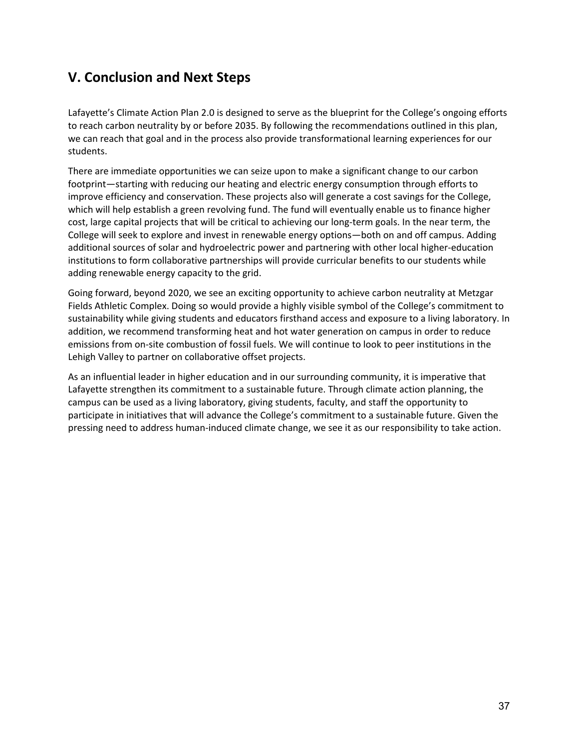## V. Conclusion and Next Steps

Lafayette's Climate Action Plan 2.0 is designed to serve as the blueprint for the College's ongoing efforts to reach carbon neutrality by or before 2035. By following the recommendations outlined in this plan, we can reach that goal and in the process also provide transformational learning experiences for our students.

There are immediate opportunities we can seize upon to make a significant change to our carbon footprint—starting with reducing our heating and electric energy consumption through efforts to improve efficiency and conservation. These projects also will generate a cost savings for the College, which will help establish a green revolving fund. The fund will eventually enable us to finance higher cost, large capital projects that will be critical to achieving our long-term goals. In the near term, the College will seek to explore and invest in renewable energy options—both on and off campus. Adding additional sources of solar and hydroelectric power and partnering with other local higher-education institutions to form collaborative partnerships will provide curricular benefits to our students while adding renewable energy capacity to the grid.

Going forward, beyond 2020, we see an exciting opportunity to achieve carbon neutrality at Metzgar Fields Athletic Complex. Doing so would provide a highly visible symbol of the College's commitment to sustainability while giving students and educators firsthand access and exposure to a living laboratory. In addition, we recommend transforming heat and hot water generation on campus in order to reduce emissions from on-site combustion of fossil fuels. We will continue to look to peer institutions in the Lehigh Valley to partner on collaborative offset projects.

As an influential leader in higher education and in our surrounding community, it is imperative that Lafayette strengthen its commitment to a sustainable future. Through climate action planning, the campus can be used as a living laboratory, giving students, faculty, and staff the opportunity to participate in initiatives that will advance the College's commitment to a sustainable future. Given the pressing need to address human-induced climate change, we see it as our responsibility to take action.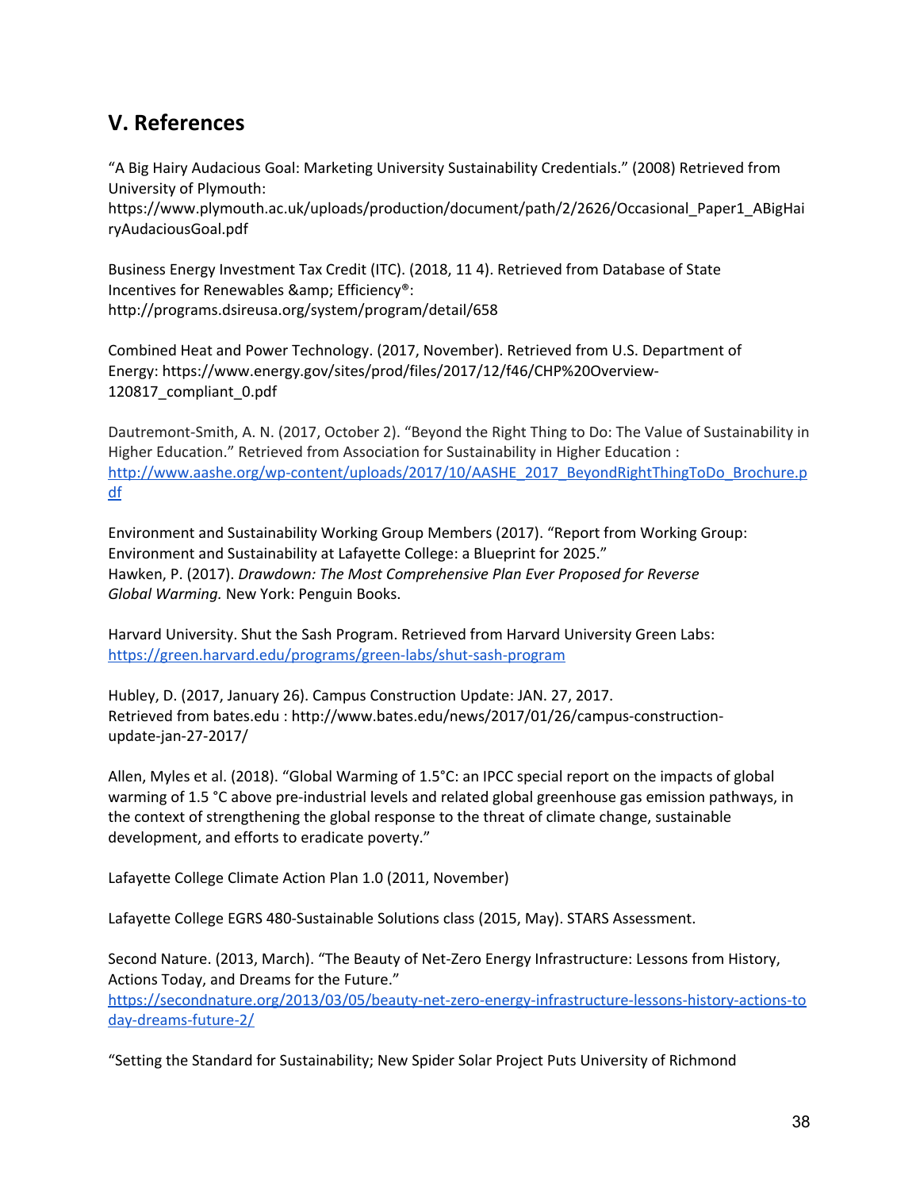## V. References

"A Big Hairy Audacious Goal: Marketing University Sustainability Credentials." (2008) Retrieved from University of Plymouth: https://www.plymouth.ac.uk/uploads/production/document/path/2/2626/Occasional_Paper1_ABigHairyAudaciousGoal.pdf

Business Energy Investment Tax Credit (ITC). (2018, 11 4). Retrieved from Database of State Incentives for Renewables &amp; Efficiency®: http://programs.dsireusa.org/system/program/detail/658

Combined Heat and Power Technology. (2017, November). Retrieved from U.S. Department of Energy: https://www.energy.gov/sites/prod/files/2017/12/f46/CHP%20Overview-120817_compliant_0.pdf

Dautremont-Smith, A. N. (2017, October 2). "Beyond the Right Thing to Do: The Value of Sustainability in Higher Education." Retrieved from Association for Sustainability in Higher Education : http://www.aashe.org/wp-content/uploads/2017/10/AASHE_2017_BeyondRightThingToDo_Brochure.pdf

Environment and Sustainability Working Group Members (2017). "Report from Working Group: Environment and Sustainability at Lafayette College: a Blueprint for 2025."
Hawken, P. (2017). *Drawdown: The Most Comprehensive Plan Ever Proposed for Reverse Global Warming.* New York: Penguin Books.

Harvard University. Shut the Sash Program. Retrieved from Harvard University Green Labs: https://green.harvard.edu/programs/green-labs/shut-sash-program

Hubley, D. (2017, January 26). Campus Construction Update: JAN. 27, 2017. Retrieved from bates.edu : http://www.bates.edu/news/2017/01/26/campus-construction-update-jan-27-2017/

Allen, Myles et al. (2018). "Global Warming of 1.5°C: an IPCC special report on the impacts of global warming of 1.5 °C above pre-industrial levels and related global greenhouse gas emission pathways, in the context of strengthening the global response to the threat of climate change, sustainable development, and efforts to eradicate poverty."

Lafayette College Climate Action Plan 1.0 (2011, November)

Lafayette College EGRS 480-Sustainable Solutions class (2015, May). STARS Assessment.

Second Nature. (2013, March). "The Beauty of Net-Zero Energy Infrastructure: Lessons from History, Actions Today, and Dreams for the Future." https://secondnature.org/2013/03/05/beauty-net-zero-energy-infrastructure-lessons-history-actions-today-dreams-future-2/

"Setting the Standard for Sustainability; New Spider Solar Project Puts University of Richmond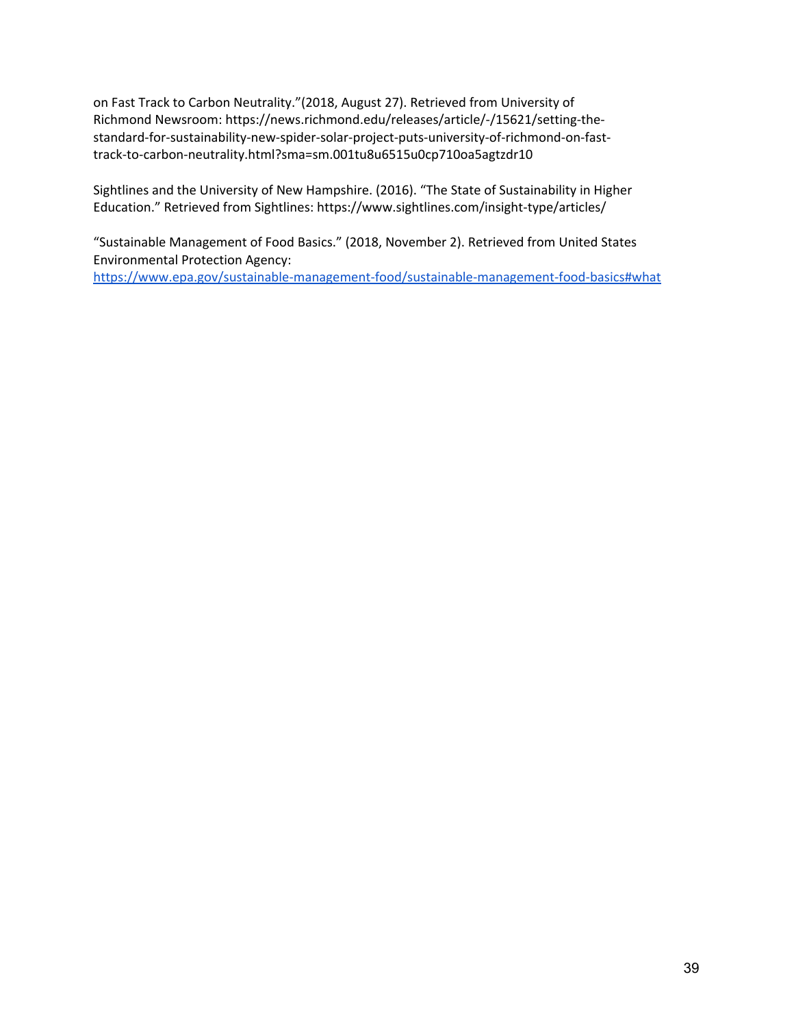on Fast Track to Carbon Neutrality."(2018, August 27). Retrieved from University of Richmond Newsroom: https://news.richmond.edu/releases/article/-/15621/setting-the-standard-for-sustainability-new-spider-solar-project-puts-university-of-richmond-on-fast-track-to-carbon-neutrality.html?sma=sm.001tu8u6515u0cp710oa5agtzdr10

Sightlines and the University of New Hampshire. (2016). "The State of Sustainability in Higher Education." Retrieved from Sightlines: https://www.sightlines.com/insight-type/articles/

"Sustainable Management of Food Basics." (2018, November 2). Retrieved from United States Environmental Protection Agency: https://www.epa.gov/sustainable-management-food/sustainable-management-food-basics#what